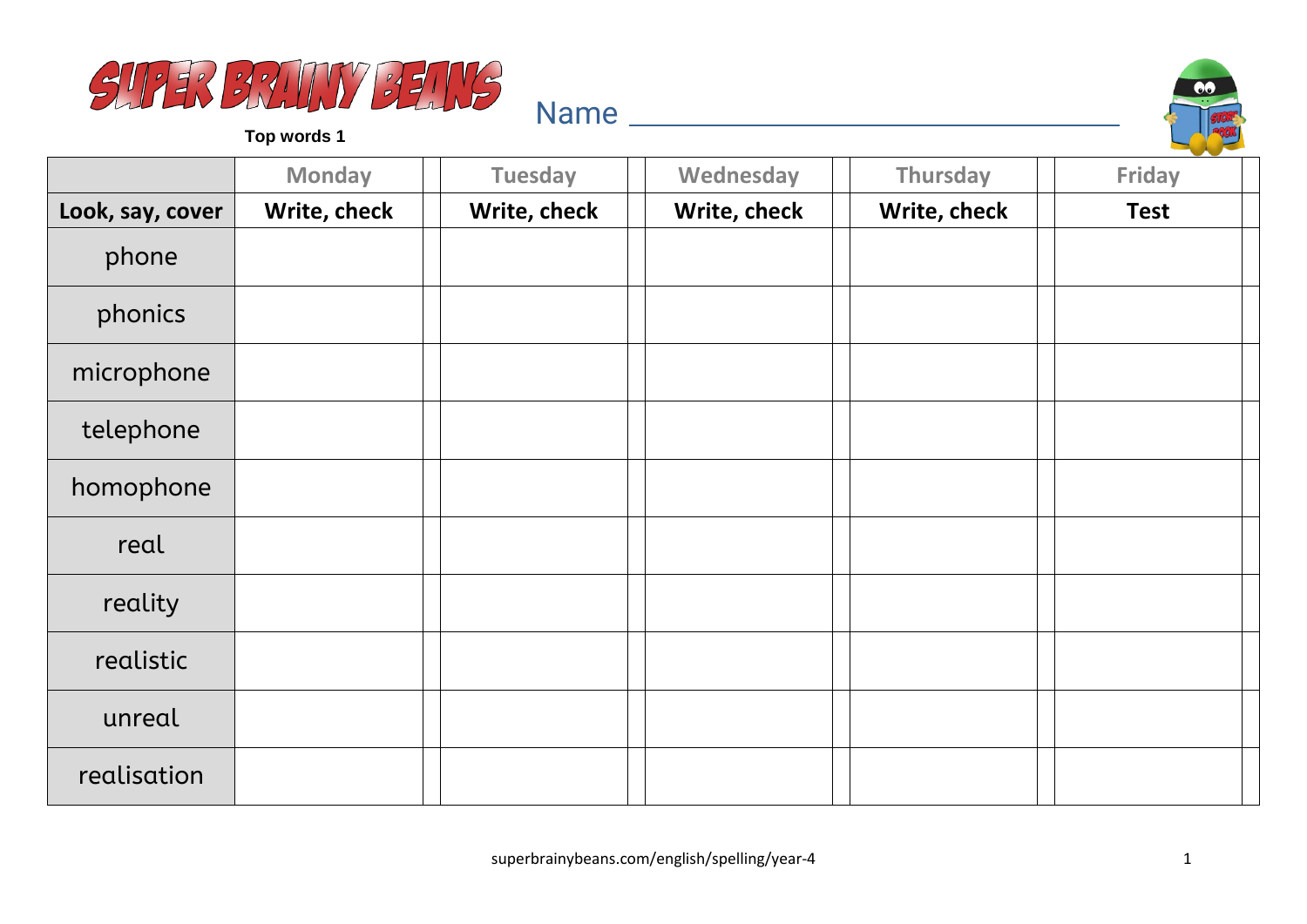# SUPER BRAINY BEANS

**Top words 1**

Name ______________________________

| | Monday | Tuesday | Wednesday | Thursday | Friday |
|---|---|---|---|---|---|
| **Look, say, cover** | **Write, check** | **Write, check** | **Write, check** | **Write, check** | **Test** |
| phone | | | | | |
| phonics | | | | | |
| microphone | | | | | |
| telephone | | | | | |
| homophone | | | | | |
| real | | | | | |
| reality | | | | | |
| realistic | | | | | |
| unreal | | | | | |
| realisation | | | | | |

superbrainybeans.com/english/spelling/year-4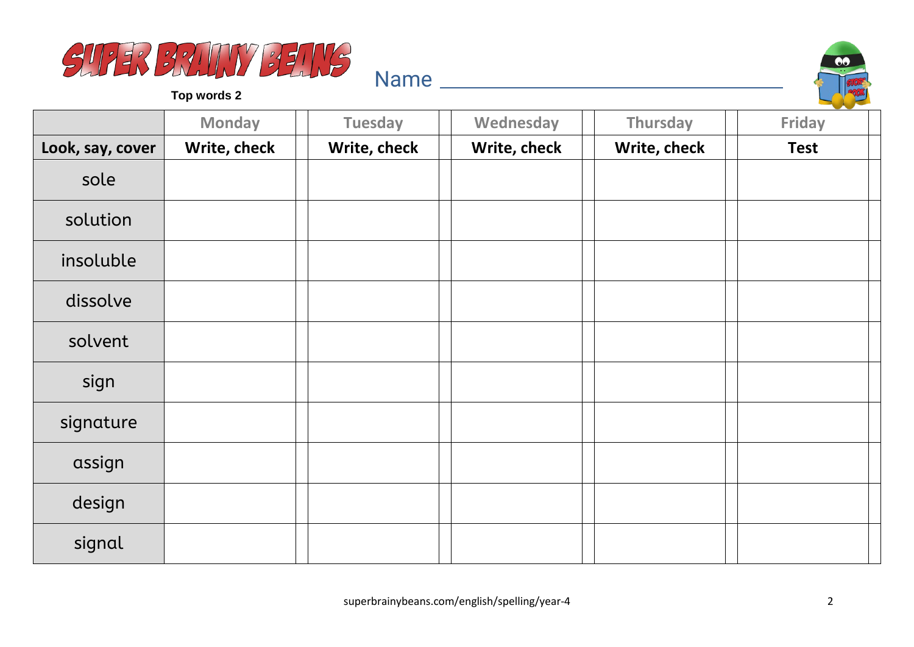# SUPER BRAINY BEANS

**Top words 2**

Name ______________________________

| | Monday | | Tuesday | | Wednesday | | Thursday | | Friday | |
|---|---|---|---|---|---|---|---|---|---|---|
| **Look, say, cover** | **Write, check** | | **Write, check** | | **Write, check** | | **Write, check** | | **Test** | |
| sole | | | | | | | | | | |
| solution | | | | | | | | | | |
| insoluble | | | | | | | | | | |
| dissolve | | | | | | | | | | |
| solvent | | | | | | | | | | |
| sign | | | | | | | | | | |
| signature | | | | | | | | | | |
| assign | | | | | | | | | | |
| design | | | | | | | | | | |
| signal | | | | | | | | | | |

superbrainybeans.com/english/spelling/year-4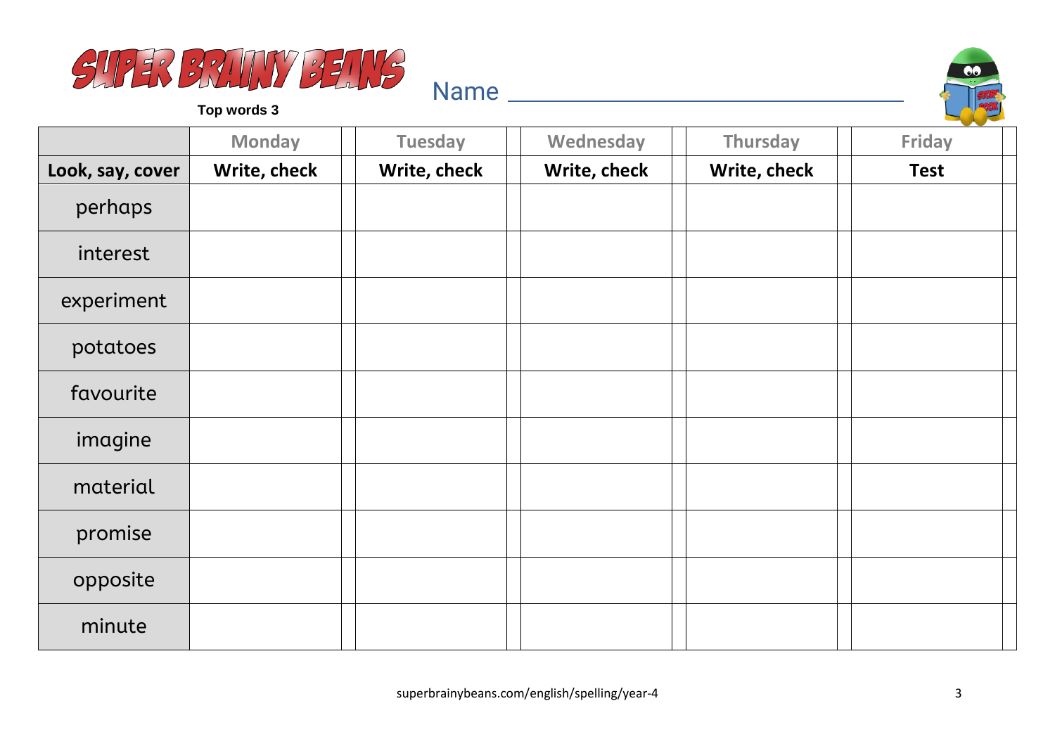# SUPER BRAINY BEANS

**Top words 3**

Name ______________________________

| | Monday | Tuesday | Wednesday | Thursday | Friday |
|---|---|---|---|---|---|
| **Look, say, cover** | **Write, check** | **Write, check** | **Write, check** | **Write, check** | **Test** |
| perhaps | | | | | |
| interest | | | | | |
| experiment | | | | | |
| potatoes | | | | | |
| favourite | | | | | |
| imagine | | | | | |
| material | | | | | |
| promise | | | | | |
| opposite | | | | | |
| minute | | | | | |

superbrainybeans.com/english/spelling/year-4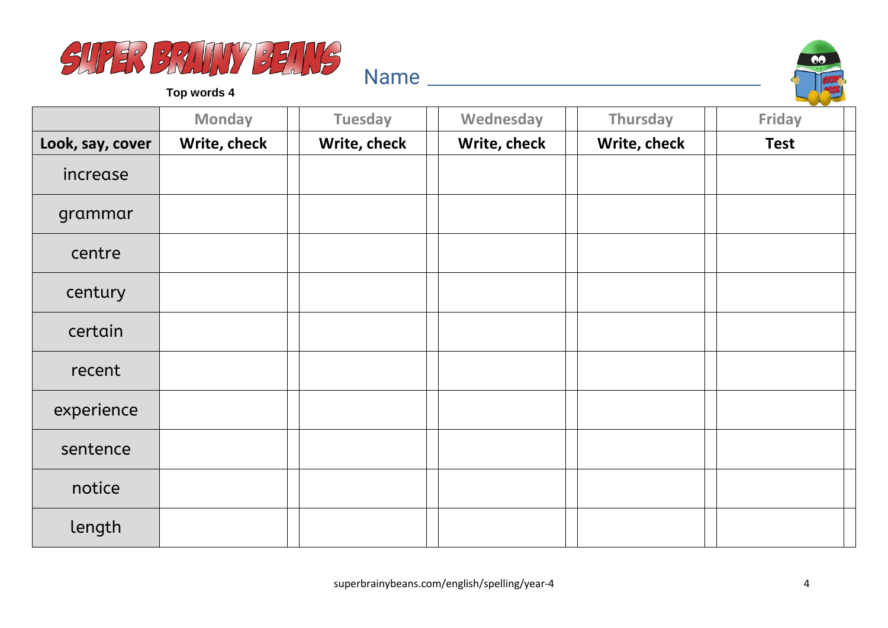# SUPER BRAINY BEANS

**Top words 4**

Name ______________________________

| | Monday | Tuesday | Wednesday | Thursday | Friday |
|---|---|---|---|---|---|
| **Look, say, cover** | **Write, check** | **Write, check** | **Write, check** | **Write, check** | **Test** |
| increase | | | | | |
| grammar | | | | | |
| centre | | | | | |
| century | | | | | |
| certain | | | | | |
| recent | | | | | |
| experience | | | | | |
| sentence | | | | | |
| notice | | | | | |
| length | | | | | |

superbrainybeans.com/english/spelling/year-4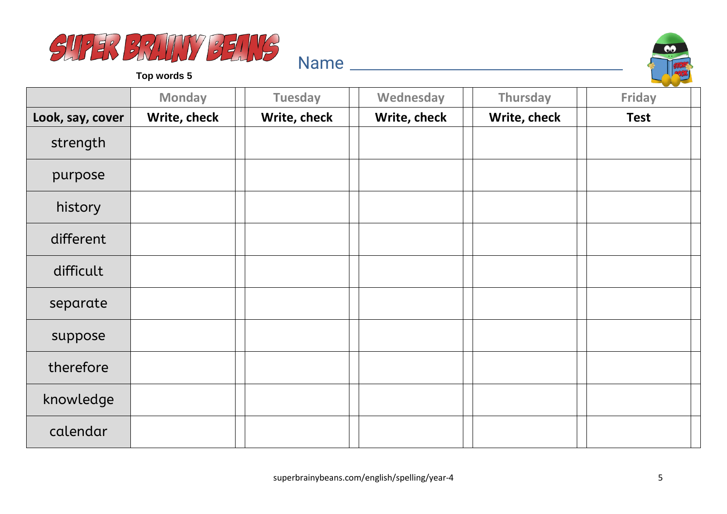# SUPER BRAINY BEANS

**Top words 5**

Name ___________________________

| | Monday | | Tuesday | | Wednesday | | Thursday | | Friday | |
|---|---|---|---|---|---|---|---|---|---|---|
| **Look, say, cover** | **Write, check** | | **Write, check** | | **Write, check** | | **Write, check** | | **Test** | |
| strength | | | | | | | | | | |
| purpose | | | | | | | | | | |
| history | | | | | | | | | | |
| different | | | | | | | | | | |
| difficult | | | | | | | | | | |
| separate | | | | | | | | | | |
| suppose | | | | | | | | | | |
| therefore | | | | | | | | | | |
| knowledge | | | | | | | | | | |
| calendar | | | | | | | | | | |

superbrainybeans.com/english/spelling/year-4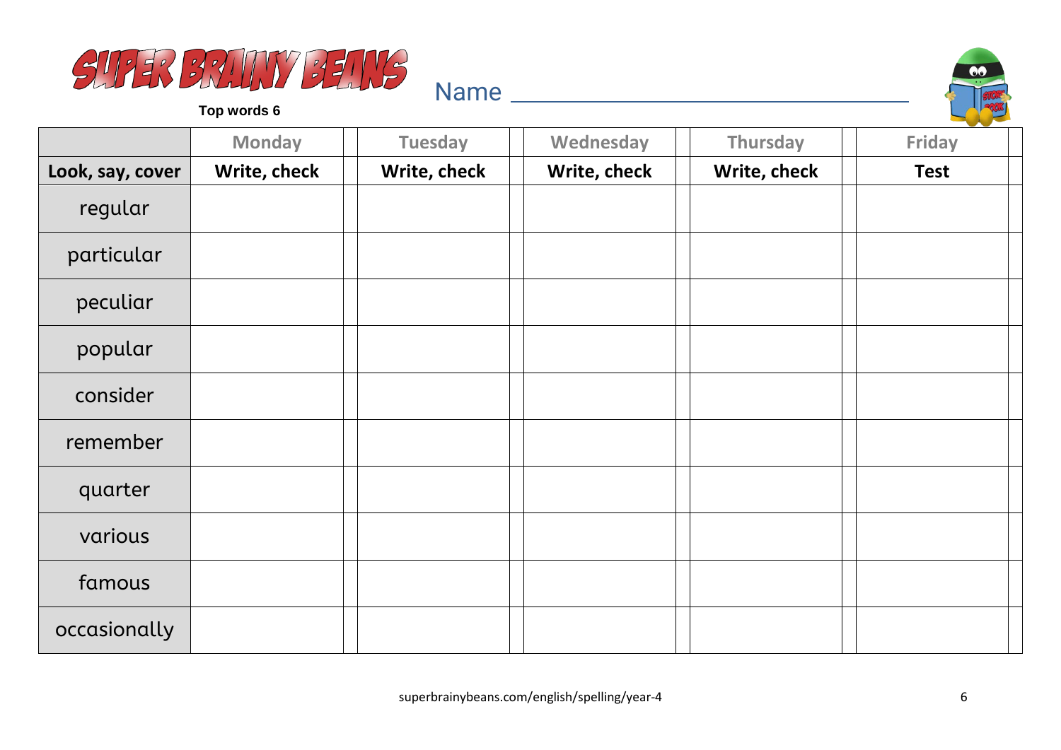# SUPER BRAINY BEANS

**Top words 6**

Name ______________________________

| | Monday | Tuesday | Wednesday | Thursday | Friday |
|---|---|---|---|---|---|
| **Look, say, cover** | **Write, check** | **Write, check** | **Write, check** | **Write, check** | **Test** |
| regular | | | | | |
| particular | | | | | |
| peculiar | | | | | |
| popular | | | | | |
| consider | | | | | |
| remember | | | | | |
| quarter | | | | | |
| various | | | | | |
| famous | | | | | |
| occasionally | | | | | |

superbrainybeans.com/english/spelling/year-4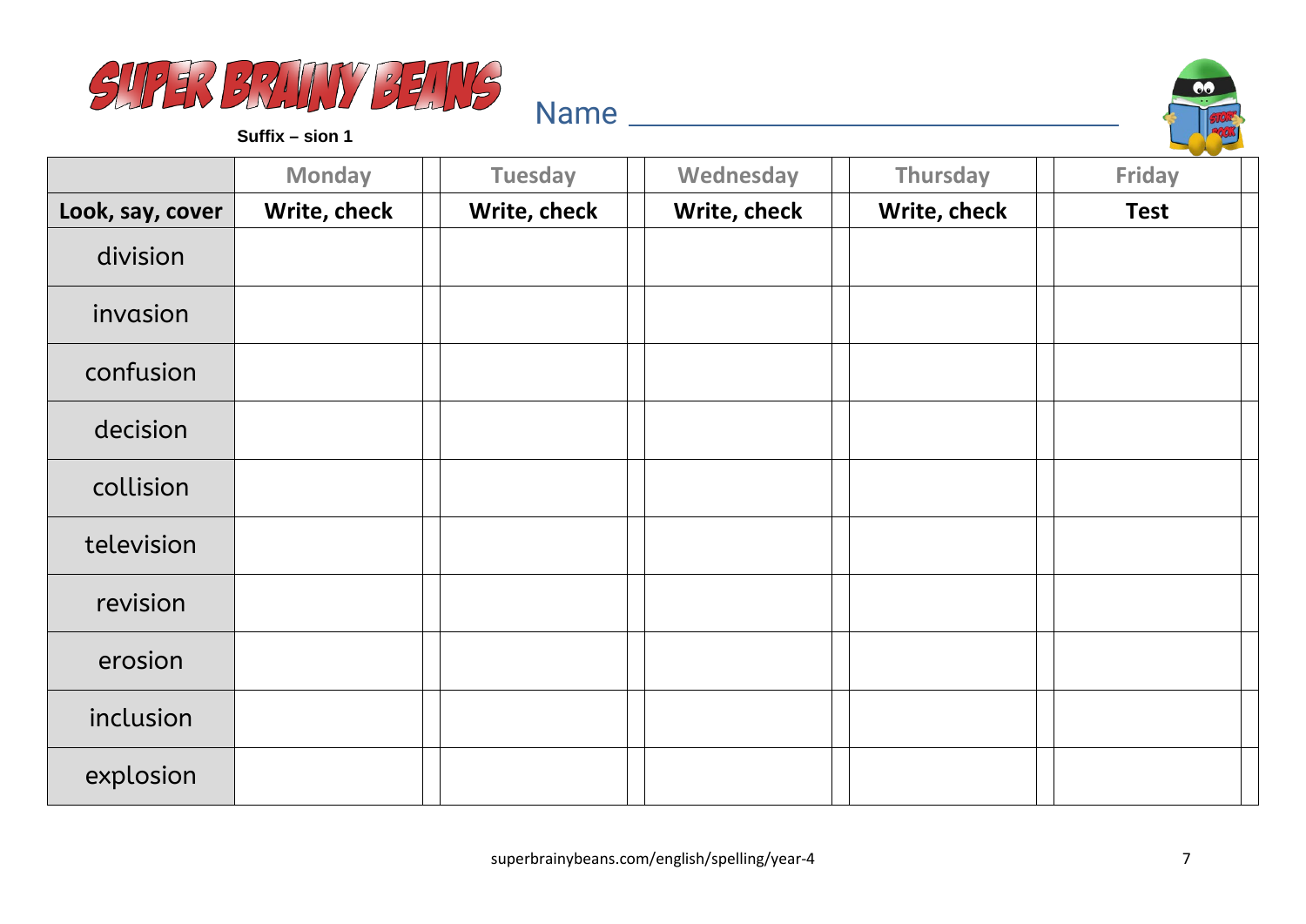# SUPER BRAINY BEANS

**Suffix – sion 1**

Name ______________________________

| | Monday | Tuesday | Wednesday | Thursday | Friday |
|---|---|---|---|---|---|
| **Look, say, cover** | **Write, check** | **Write, check** | **Write, check** | **Write, check** | **Test** |
| division | | | | | |
| invasion | | | | | |
| confusion | | | | | |
| decision | | | | | |
| collision | | | | | |
| television | | | | | |
| revision | | | | | |
| erosion | | | | | |
| inclusion | | | | | |
| explosion | | | | | |

superbrainybeans.com/english/spelling/year-4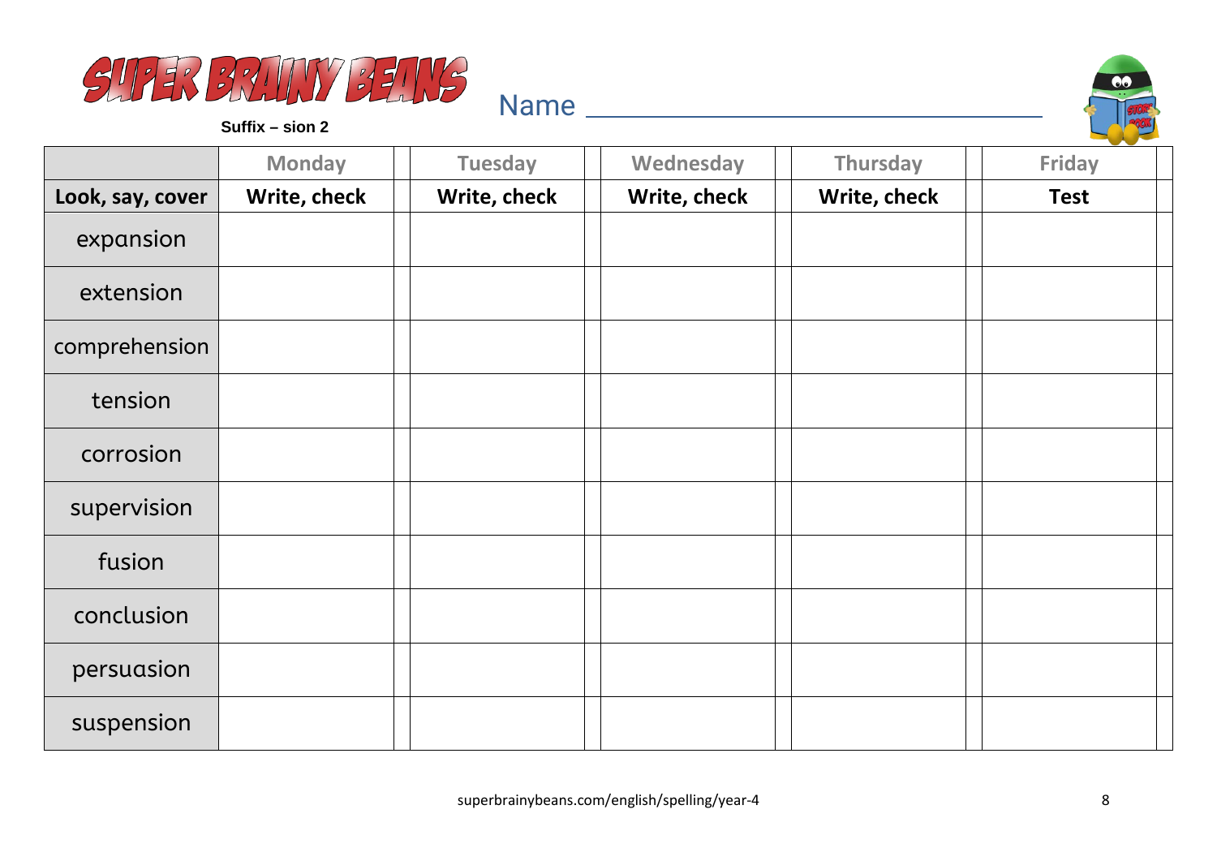# SUPER BRAINY BEANS

**Suffix – sion 2**

Name ______________________________

| | Monday | | Tuesday | | Wednesday | | Thursday | | Friday | |
|---|---|---|---|---|---|---|---|---|---|---|
| **Look, say, cover** | **Write, check** | | **Write, check** | | **Write, check** | | **Write, check** | | **Test** | |
| expansion | | | | | | | | | | |
| extension | | | | | | | | | | |
| comprehension | | | | | | | | | | |
| tension | | | | | | | | | | |
| corrosion | | | | | | | | | | |
| supervision | | | | | | | | | | |
| fusion | | | | | | | | | | |
| conclusion | | | | | | | | | | |
| persuasion | | | | | | | | | | |
| suspension | | | | | | | | | | |

superbrainybeans.com/english/spelling/year-4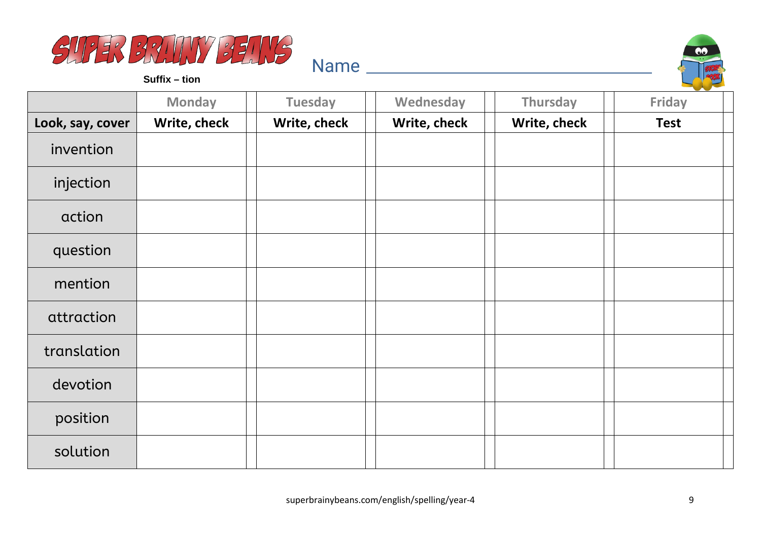# SUPER BRAINY BEANS

**Suffix – tion**

Name ______________________________

| | Monday | Tuesday | Wednesday | Thursday | Friday |
|---|---|---|---|---|---|
| **Look, say, cover** | **Write, check** | **Write, check** | **Write, check** | **Write, check** | **Test** |
| invention | | | | | |
| injection | | | | | |
| action | | | | | |
| question | | | | | |
| mention | | | | | |
| attraction | | | | | |
| translation | | | | | |
| devotion | | | | | |
| position | | | | | |
| solution | | | | | |

superbrainybeans.com/english/spelling/year-4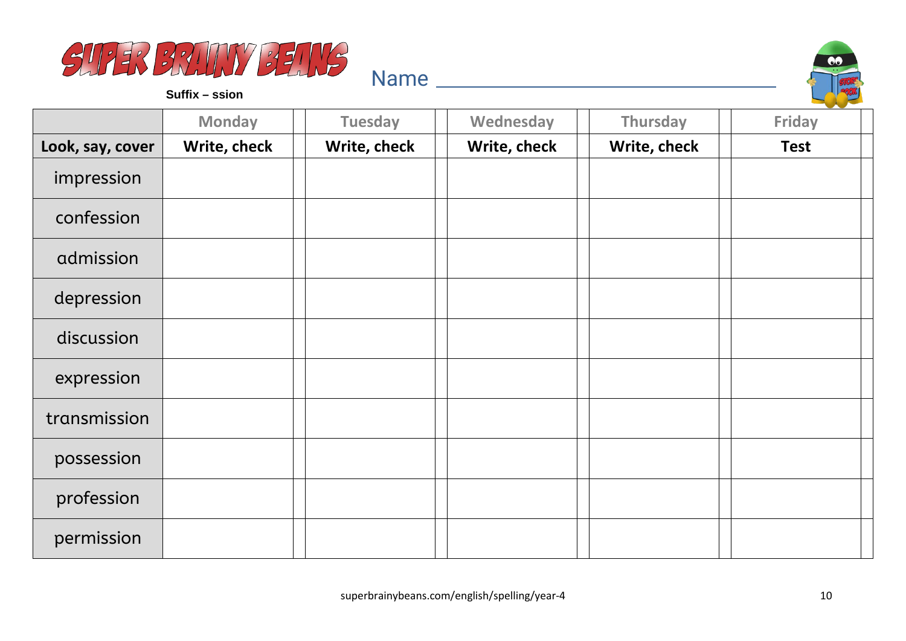# SUPER BRAINY BEANS

**Suffix – ssion**

Name ______________________________

| | Monday | Tuesday | Wednesday | Thursday | Friday |
|---|---|---|---|---|---|
| **Look, say, cover** | **Write, check** | **Write, check** | **Write, check** | **Write, check** | **Test** |
| impression | | | | | |
| confession | | | | | |
| admission | | | | | |
| depression | | | | | |
| discussion | | | | | |
| expression | | | | | |
| transmission | | | | | |
| possession | | | | | |
| profession | | | | | |
| permission | | | | | |

superbrainybeans.com/english/spelling/year-4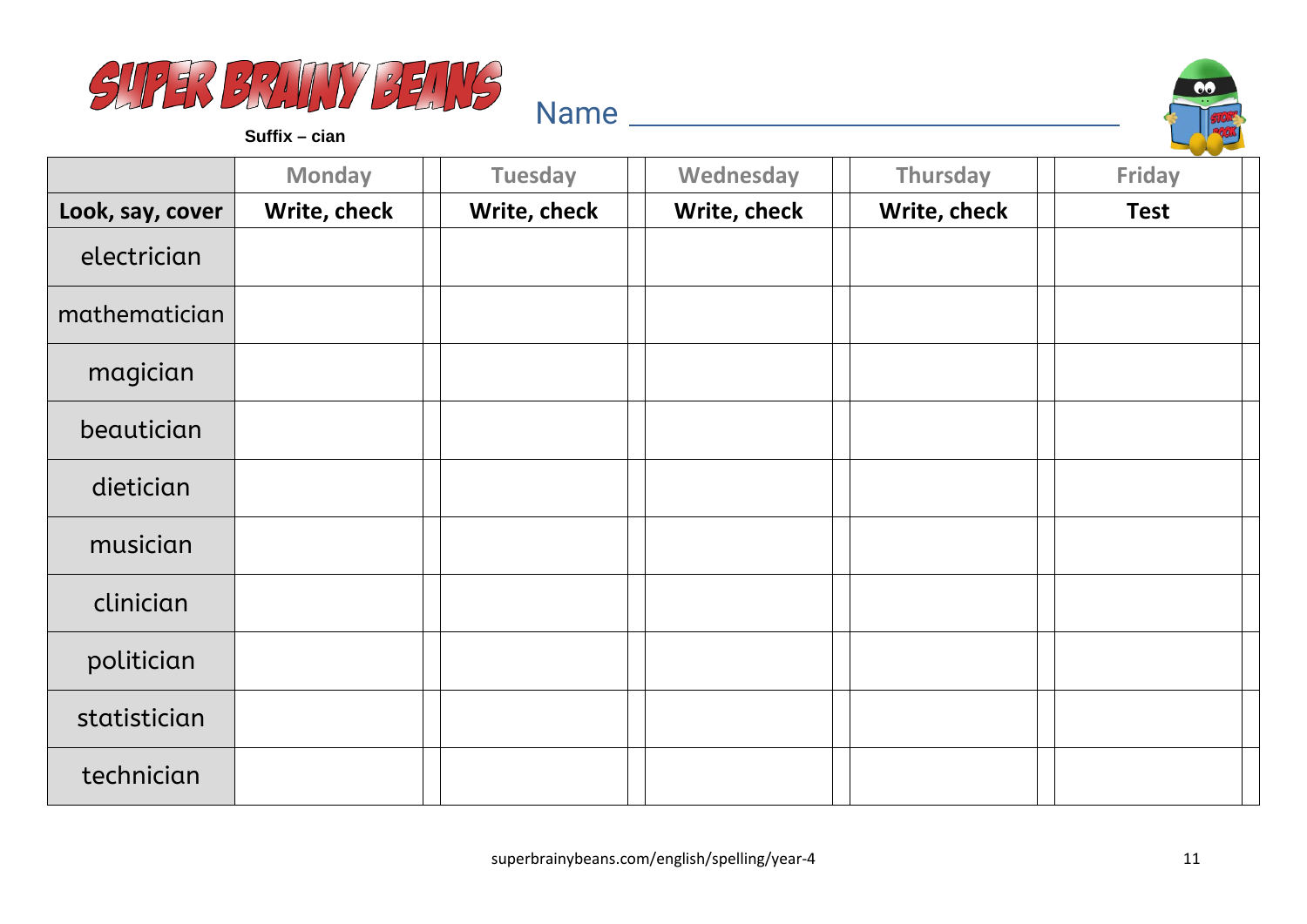# SUPER BRAINY BEANS

**Suffix – cian**

Name ______________________________

| | Monday | | Tuesday | | Wednesday | | Thursday | | Friday | |
|---|---|---|---|---|---|---|---|---|---|---|
| **Look, say, cover** | **Write, check** | | **Write, check** | | **Write, check** | | **Write, check** | | **Test** | |
| electrician | | | | | | | | | | |
| mathematician | | | | | | | | | | |
| magician | | | | | | | | | | |
| beautician | | | | | | | | | | |
| dietician | | | | | | | | | | |
| musician | | | | | | | | | | |
| clinician | | | | | | | | | | |
| politician | | | | | | | | | | |
| statistician | | | | | | | | | | |
| technician | | | | | | | | | | |

superbrainybeans.com/english/spelling/year-4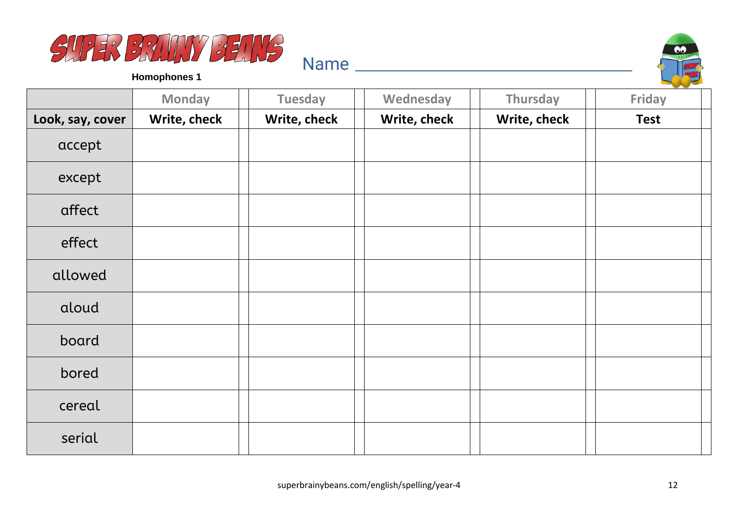SUPER BRAINY BEANS

**Homophones 1**

Name ______________________________

| | Monday | Tuesday | Wednesday | Thursday | Friday |
|---|---|---|---|---|---|
| **Look, say, cover** | **Write, check** | **Write, check** | **Write, check** | **Write, check** | **Test** |
| accept | | | | | |
| except | | | | | |
| affect | | | | | |
| effect | | | | | |
| allowed | | | | | |
| aloud | | | | | |
| board | | | | | |
| bored | | | | | |
| cereal | | | | | |
| serial | | | | | |

superbrainybeans.com/english/spelling/year-4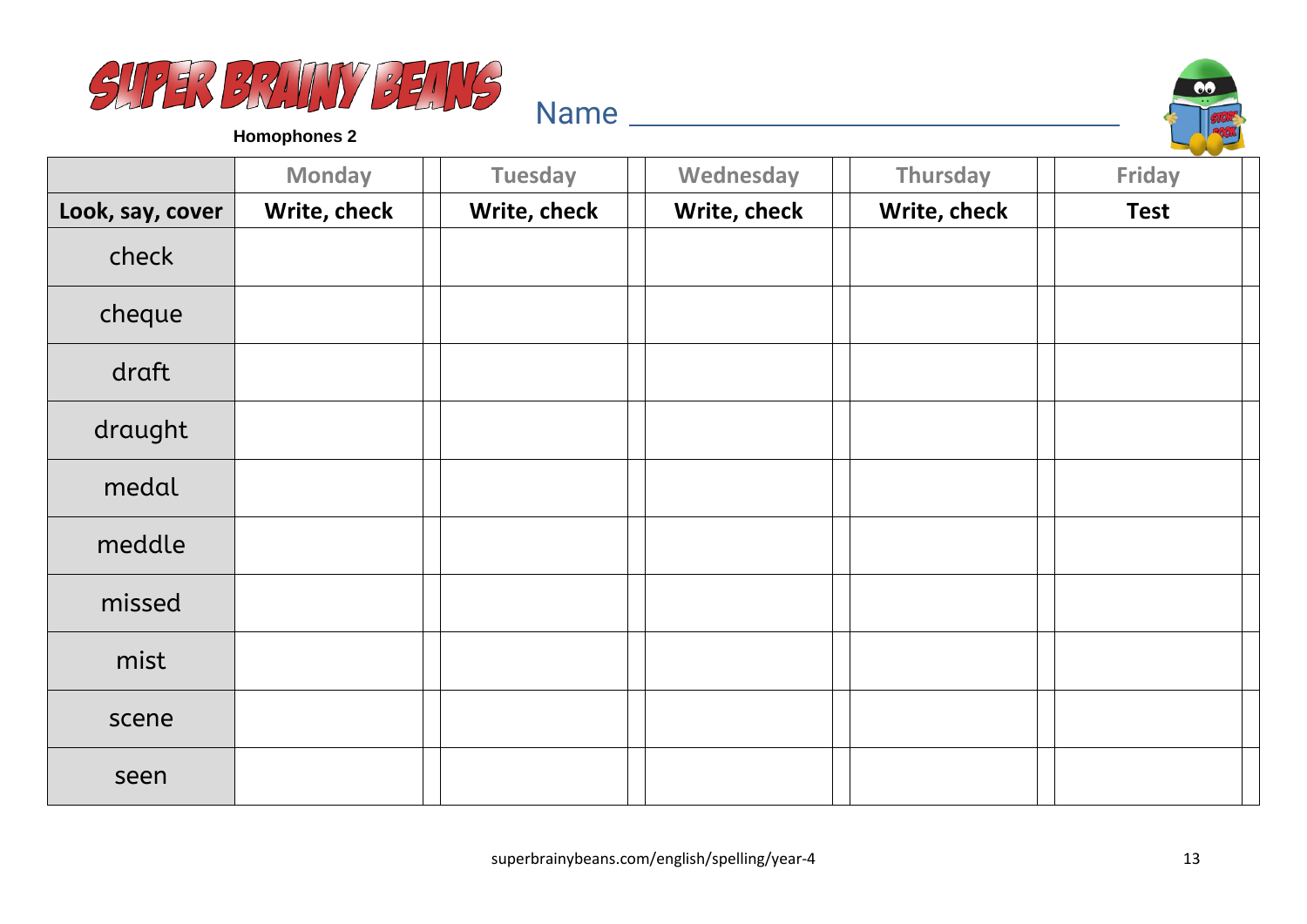# SUPER BRAINY BEANS

**Homophones 2**

Name ______________________________

| | Monday | | Tuesday | | Wednesday | | Thursday | | Friday | |
|---|---|---|---|---|---|---|---|---|---|---|
| **Look, say, cover** | **Write, check** | | **Write, check** | | **Write, check** | | **Write, check** | | **Test** | |
| check | | | | | | | | | | |
| cheque | | | | | | | | | | |
| draft | | | | | | | | | | |
| draught | | | | | | | | | | |
| medal | | | | | | | | | | |
| meddle | | | | | | | | | | |
| missed | | | | | | | | | | |
| mist | | | | | | | | | | |
| scene | | | | | | | | | | |
| seen | | | | | | | | | | |

superbrainybeans.com/english/spelling/year-4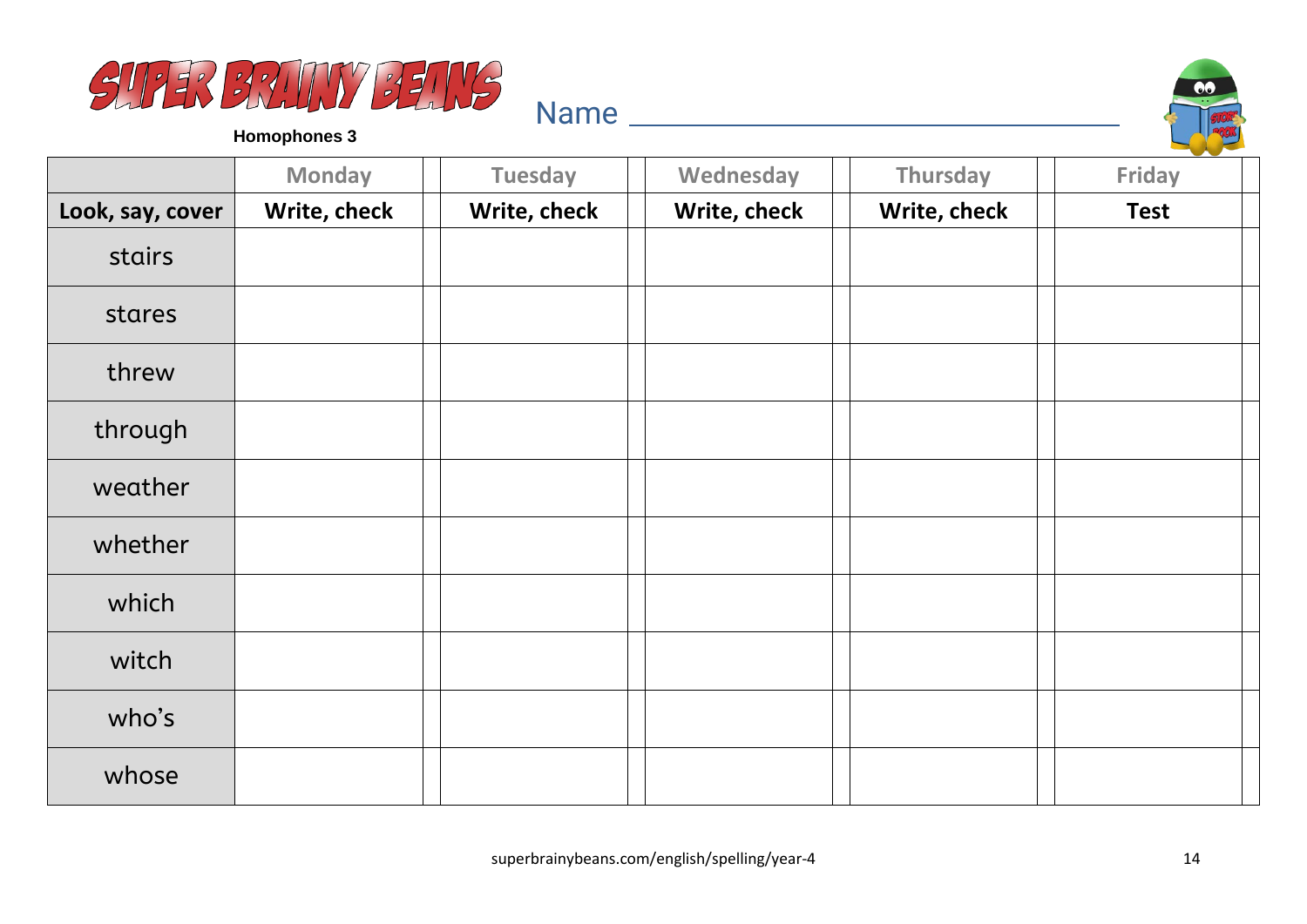SUPER BRAINY BEANS

Homophones 3

Name ____________________________

| | Monday | Tuesday | Wednesday | Thursday | Friday |
|---|---|---|---|---|---|
| **Look, say, cover** | **Write, check** | **Write, check** | **Write, check** | **Write, check** | **Test** |
| stairs | | | | | |
| stares | | | | | |
| threw | | | | | |
| through | | | | | |
| weather | | | | | |
| whether | | | | | |
| which | | | | | |
| witch | | | | | |
| who's | | | | | |
| whose | | | | | |

superbrainybeans.com/english/spelling/year-4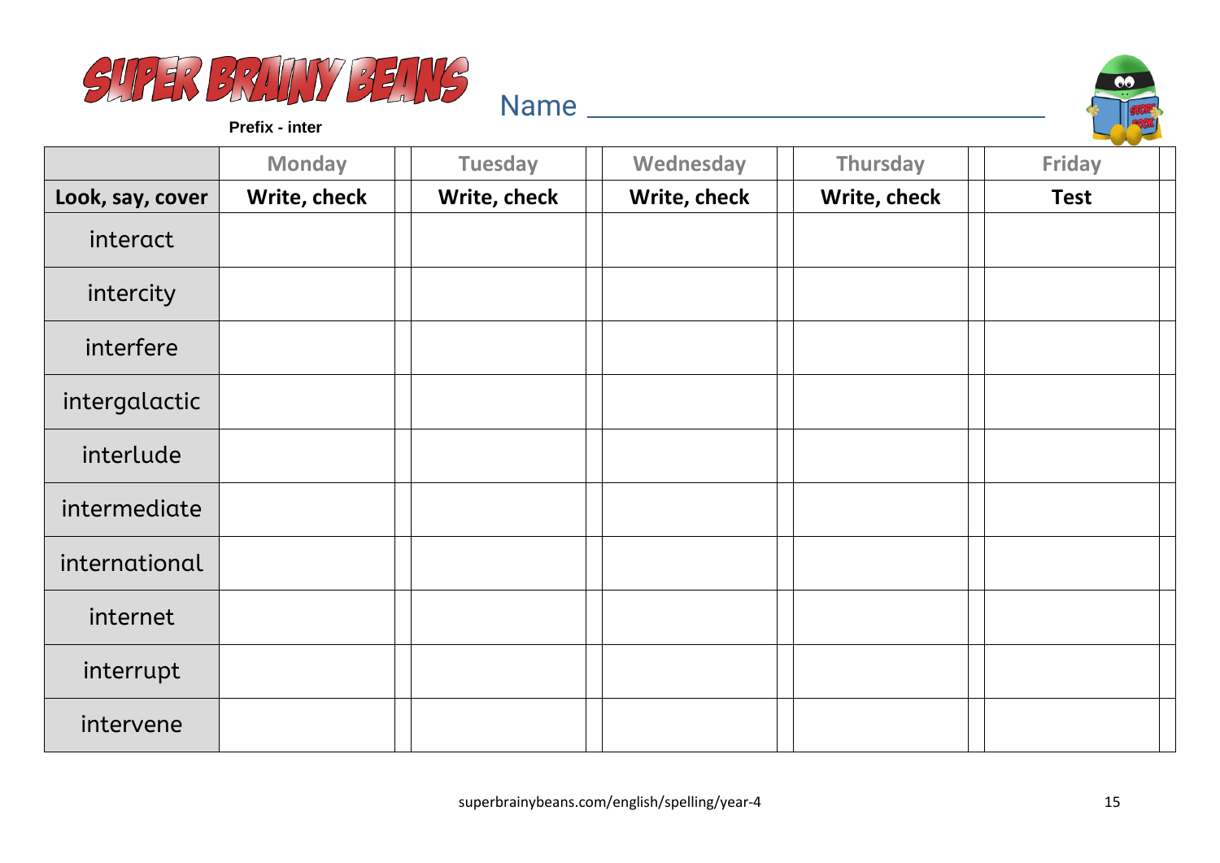SUPER BRAINY BEANS

**Prefix - inter**

Name ______________________________

| | Monday | Tuesday | Wednesday | Thursday | Friday |
|---|---|---|---|---|---|
| **Look, say, cover** | **Write, check** | **Write, check** | **Write, check** | **Write, check** | **Test** |
| interact | | | | | |
| intercity | | | | | |
| interfere | | | | | |
| intergalactic | | | | | |
| interlude | | | | | |
| intermediate | | | | | |
| international | | | | | |
| internet | | | | | |
| interrupt | | | | | |
| intervene | | | | | |

superbrainybeans.com/english/spelling/year-4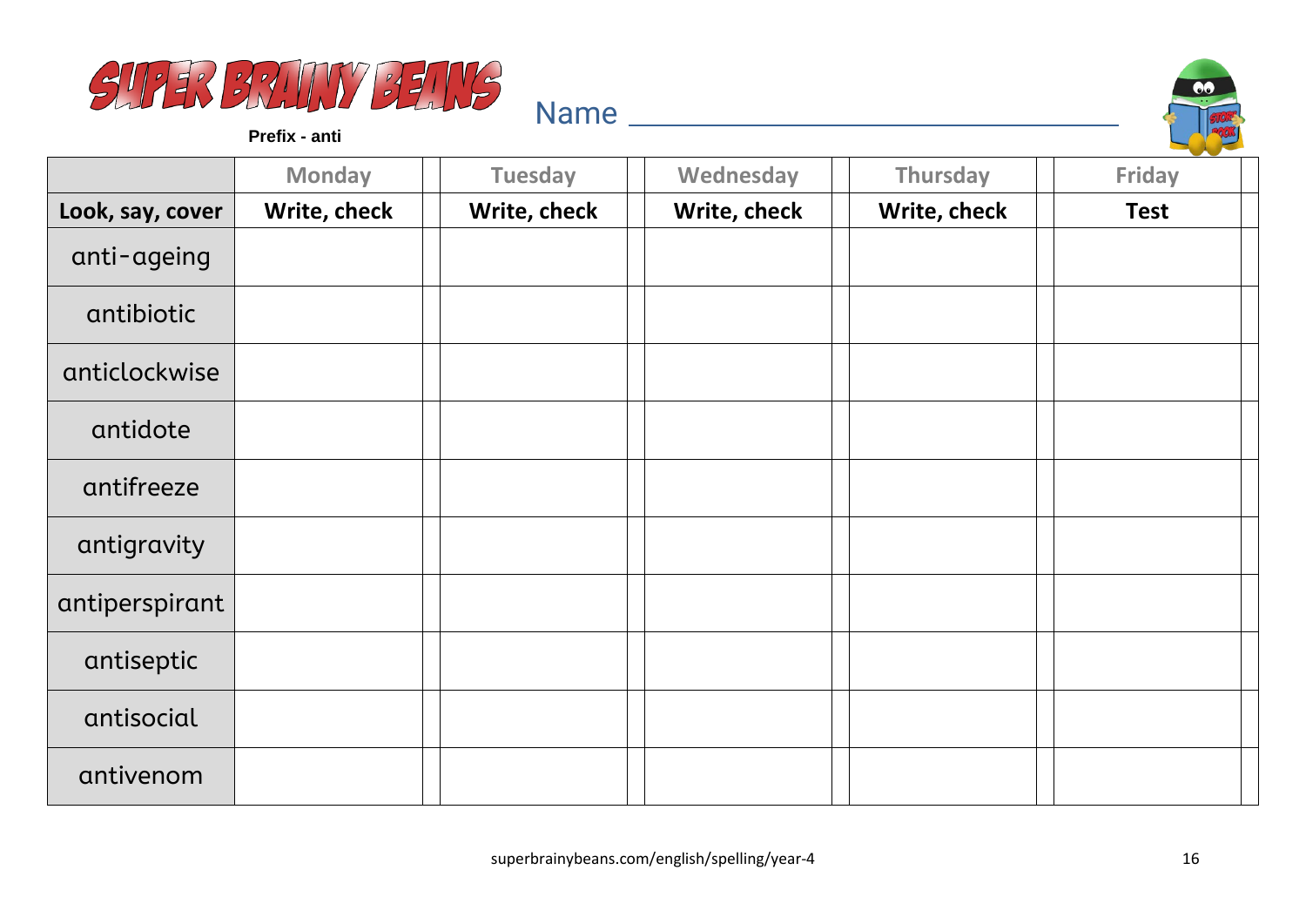# SUPER BRAINY BEANS

**Prefix - anti**

Name ______________________________

| | Monday | Tuesday | Wednesday | Thursday | Friday |
|---|---|---|---|---|---|
| **Look, say, cover** | **Write, check** | **Write, check** | **Write, check** | **Write, check** | **Test** |
| anti-ageing | | | | | |
| antibiotic | | | | | |
| anticlockwise | | | | | |
| antidote | | | | | |
| antifreeze | | | | | |
| antigravity | | | | | |
| antiperspirant | | | | | |
| antiseptic | | | | | |
| antisocial | | | | | |
| antivenom | | | | | |

superbrainybeans.com/english/spelling/year-4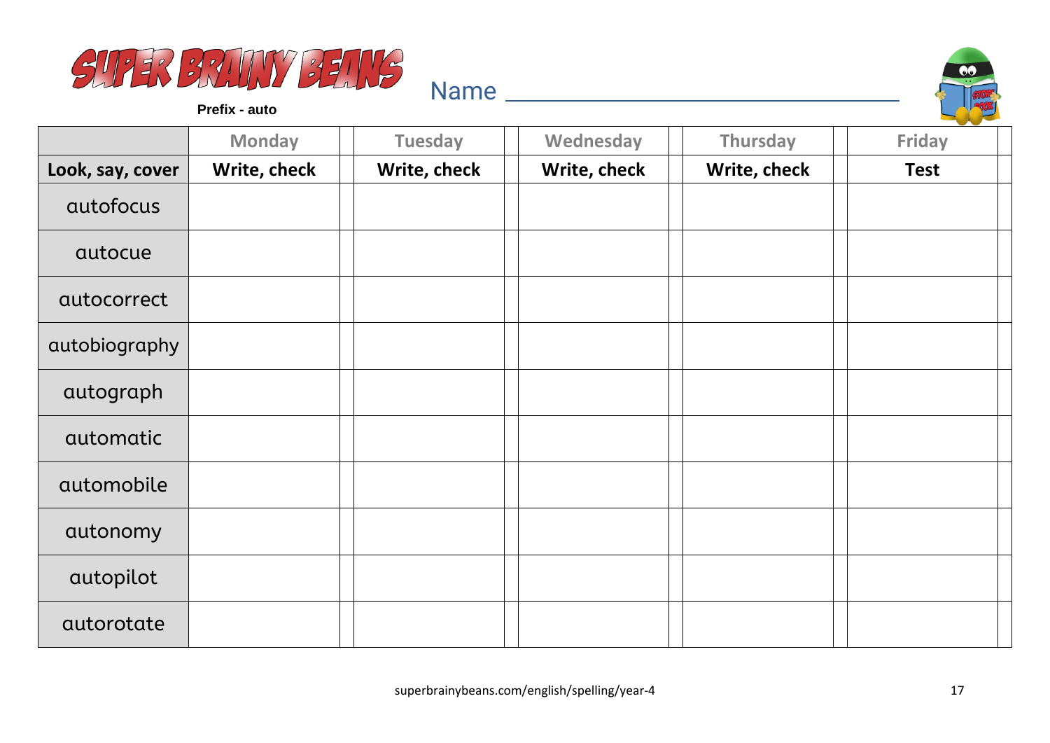# SUPER BRAINY BEANS

**Prefix - auto**

Name ______________________________

| | Monday | Tuesday | Wednesday | Thursday | Friday |
|---|---|---|---|---|---|
| **Look, say, cover** | **Write, check** | **Write, check** | **Write, check** | **Write, check** | **Test** |
| autofocus | | | | | |
| autocue | | | | | |
| autocorrect | | | | | |
| autobiography | | | | | |
| autograph | | | | | |
| automatic | | | | | |
| automobile | | | | | |
| autonomy | | | | | |
| autopilot | | | | | |
| autorotate | | | | | |

superbrainybeans.com/english/spelling/year-4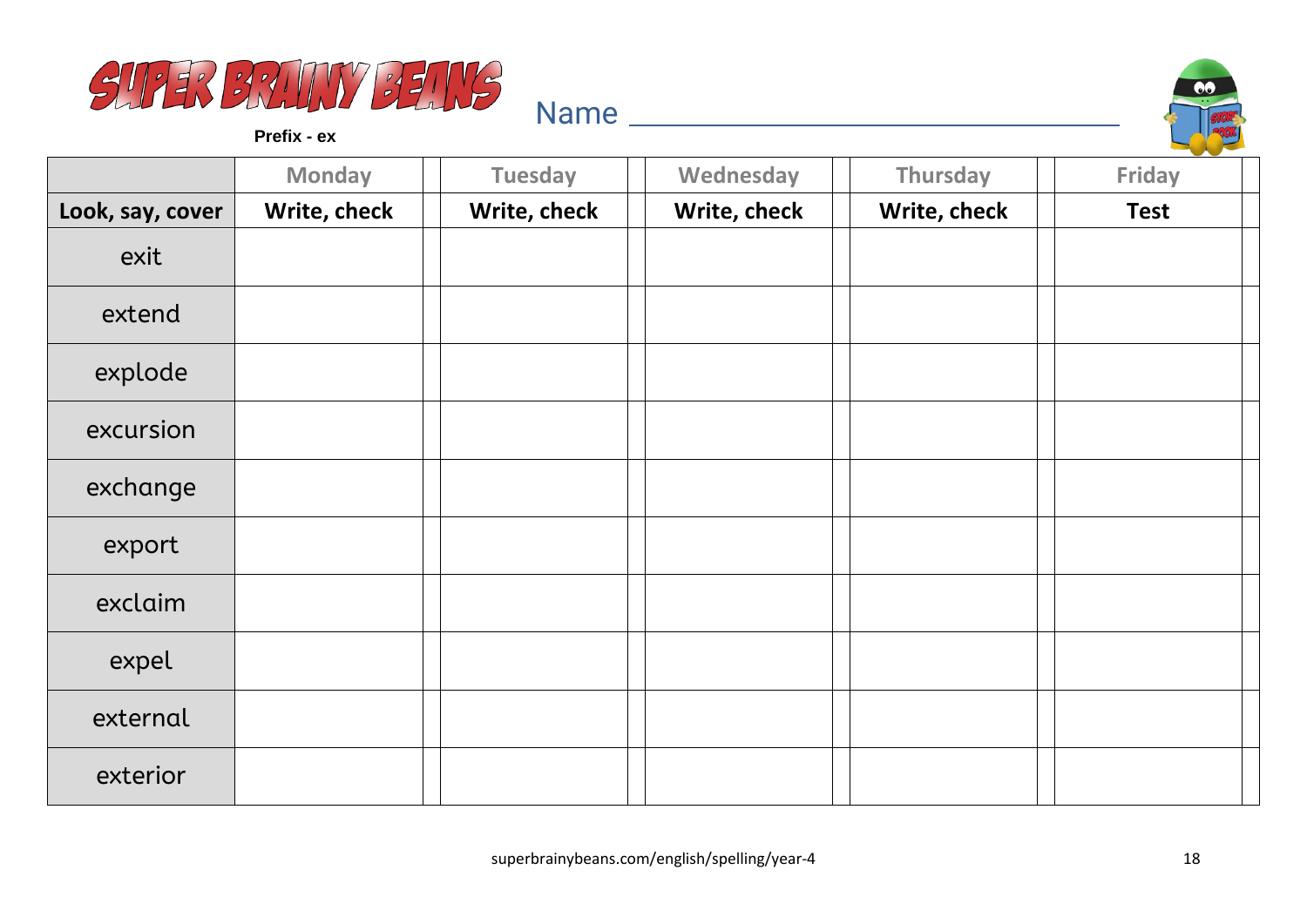# SUPER BRAINY BEANS

**Prefix - ex**

Name ________________________________

| | Monday | | Tuesday | | Wednesday | | Thursday | | Friday | |
|---|---|---|---|---|---|---|---|---|---|---|
| **Look, say, cover** | **Write, check** | | **Write, check** | | **Write, check** | | **Write, check** | | **Test** | |
| exit | | | | | | | | | | |
| extend | | | | | | | | | | |
| explode | | | | | | | | | | |
| excursion | | | | | | | | | | |
| exchange | | | | | | | | | | |
| export | | | | | | | | | | |
| exclaim | | | | | | | | | | |
| expel | | | | | | | | | | |
| external | | | | | | | | | | |
| exterior | | | | | | | | | | |

superbrainybeans.com/english/spelling/year-4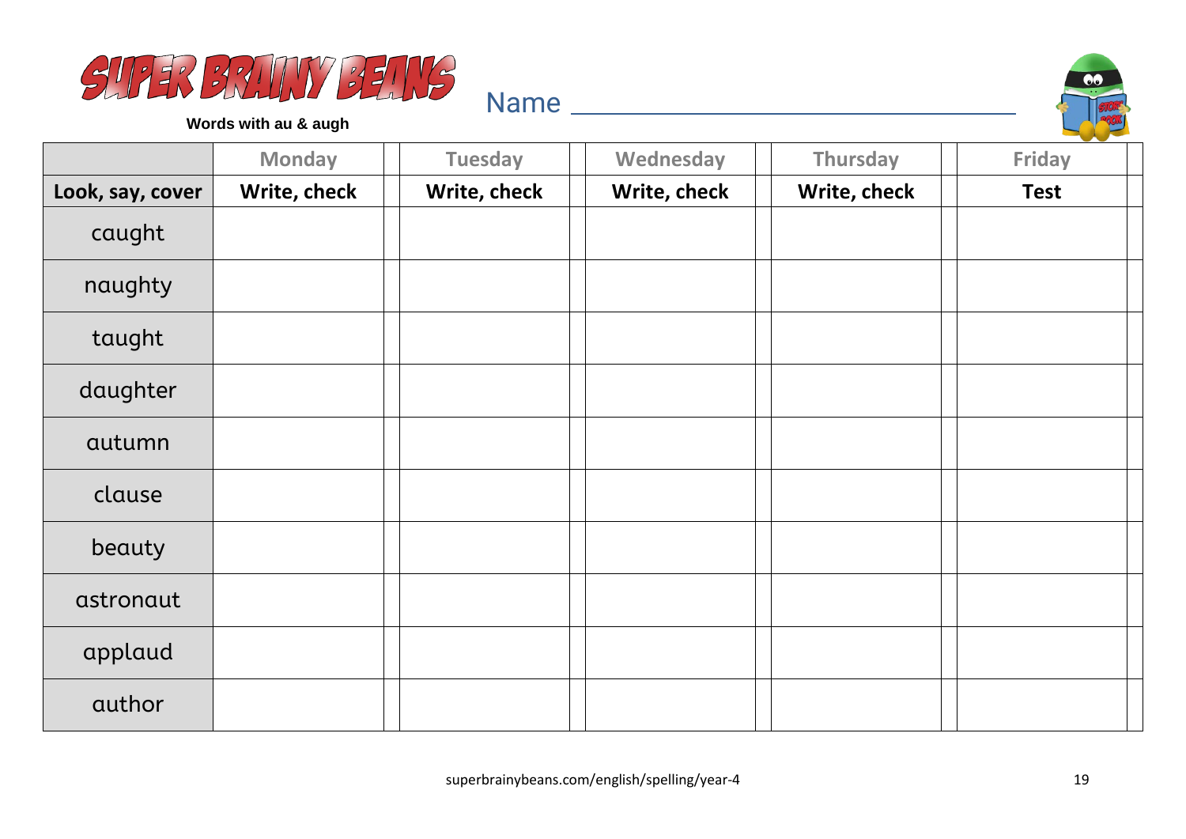# SUPER BRAINY BEANS

**Words with au & augh**

Name ___________________________

| | Monday | | Tuesday | | Wednesday | | Thursday | | Friday | |
|---|---|---|---|---|---|---|---|---|---|---|
| **Look, say, cover** | **Write, check** | | **Write, check** | | **Write, check** | | **Write, check** | | **Test** | |
| caught | | | | | | | | | | |
| naughty | | | | | | | | | | |
| taught | | | | | | | | | | |
| daughter | | | | | | | | | | |
| autumn | | | | | | | | | | |
| clause | | | | | | | | | | |
| beauty | | | | | | | | | | |
| astronaut | | | | | | | | | | |
| applaud | | | | | | | | | | |
| author | | | | | | | | | | |

superbrainybeans.com/english/spelling/year-4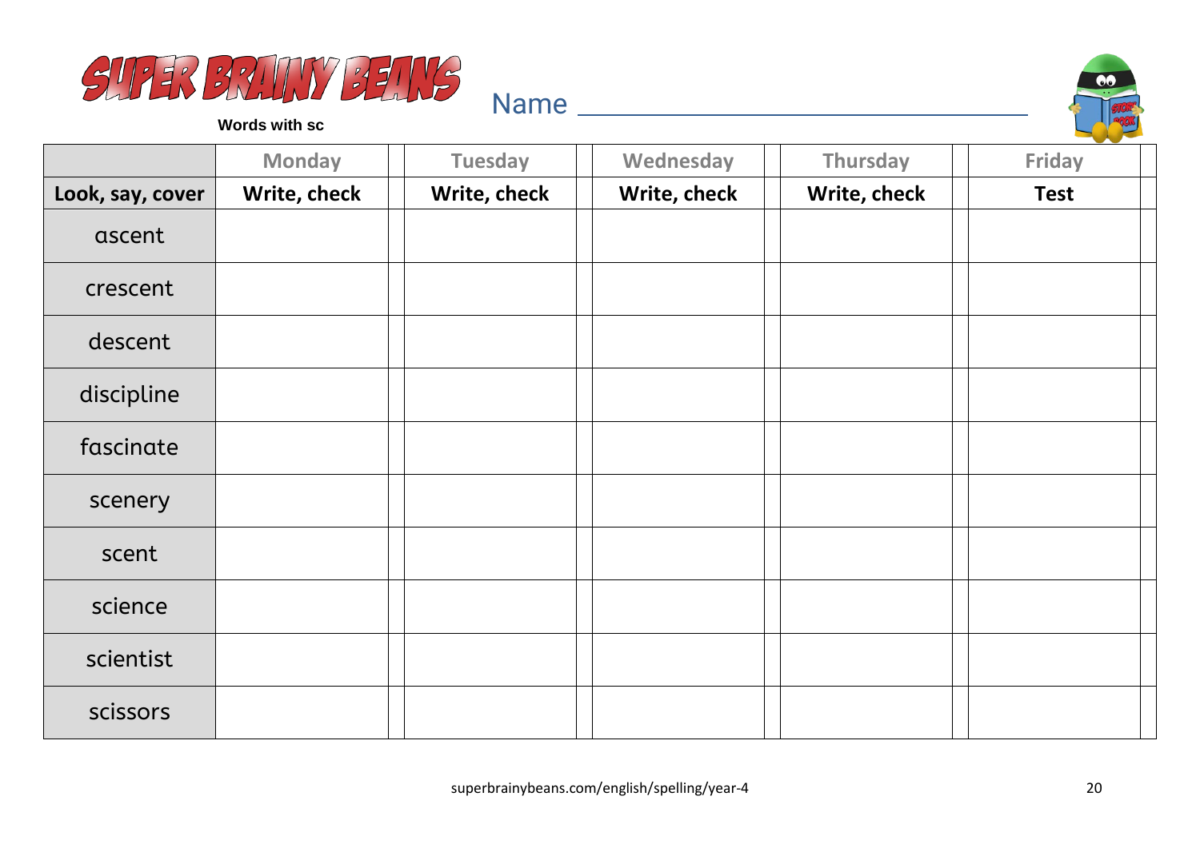# SUPER BRAINY BEANS

**Words with sc**

Name ___________________________________

| | Monday | | Tuesday | | Wednesday | | Thursday | | Friday | |
|---|---|---|---|---|---|---|---|---|---|---|
| **Look, say, cover** | **Write, check** | | **Write, check** | | **Write, check** | | **Write, check** | | **Test** | |
| ascent | | | | | | | | | | |
| crescent | | | | | | | | | | |
| descent | | | | | | | | | | |
| discipline | | | | | | | | | | |
| fascinate | | | | | | | | | | |
| scenery | | | | | | | | | | |
| scent | | | | | | | | | | |
| science | | | | | | | | | | |
| scientist | | | | | | | | | | |
| scissors | | | | | | | | | | |

superbrainybeans.com/english/spelling/year-4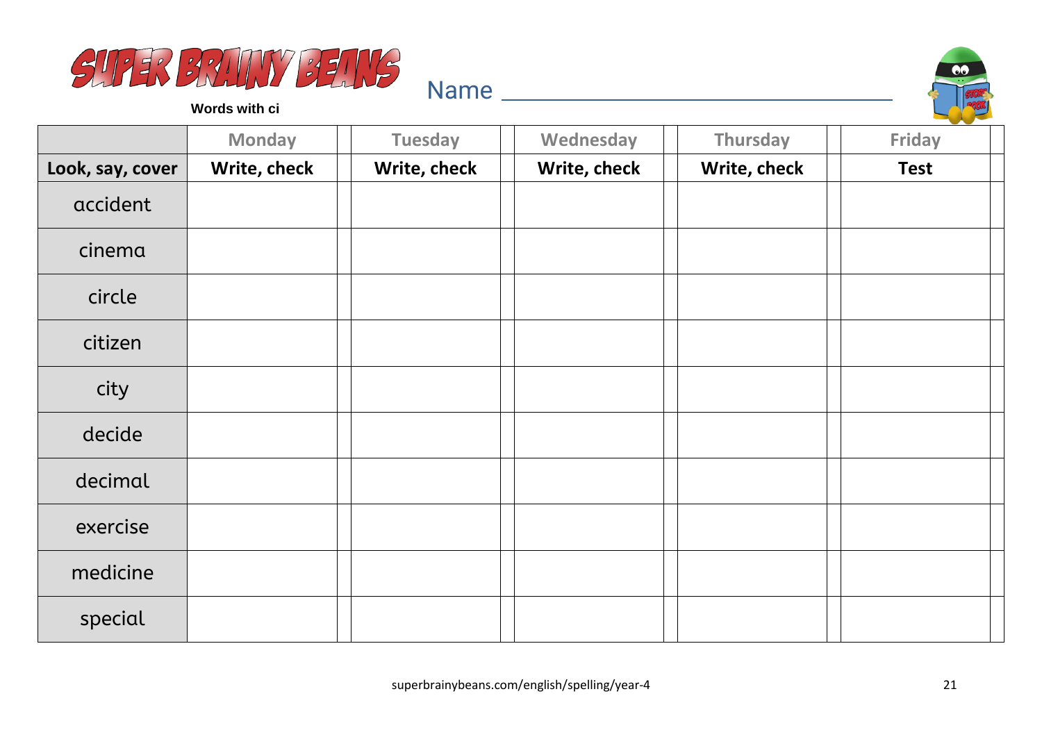# SUPER BRAINY BEANS

**Words with ci**

Name ________________________________

| | Monday | Tuesday | Wednesday | Thursday | Friday |
|---|---|---|---|---|---|
| **Look, say, cover** | **Write, check** | **Write, check** | **Write, check** | **Write, check** | **Test** |
| accident | | | | | |
| cinema | | | | | |
| circle | | | | | |
| citizen | | | | | |
| city | | | | | |
| decide | | | | | |
| decimal | | | | | |
| exercise | | | | | |
| medicine | | | | | |
| special | | | | | |

superbrainybeans.com/english/spelling/year-4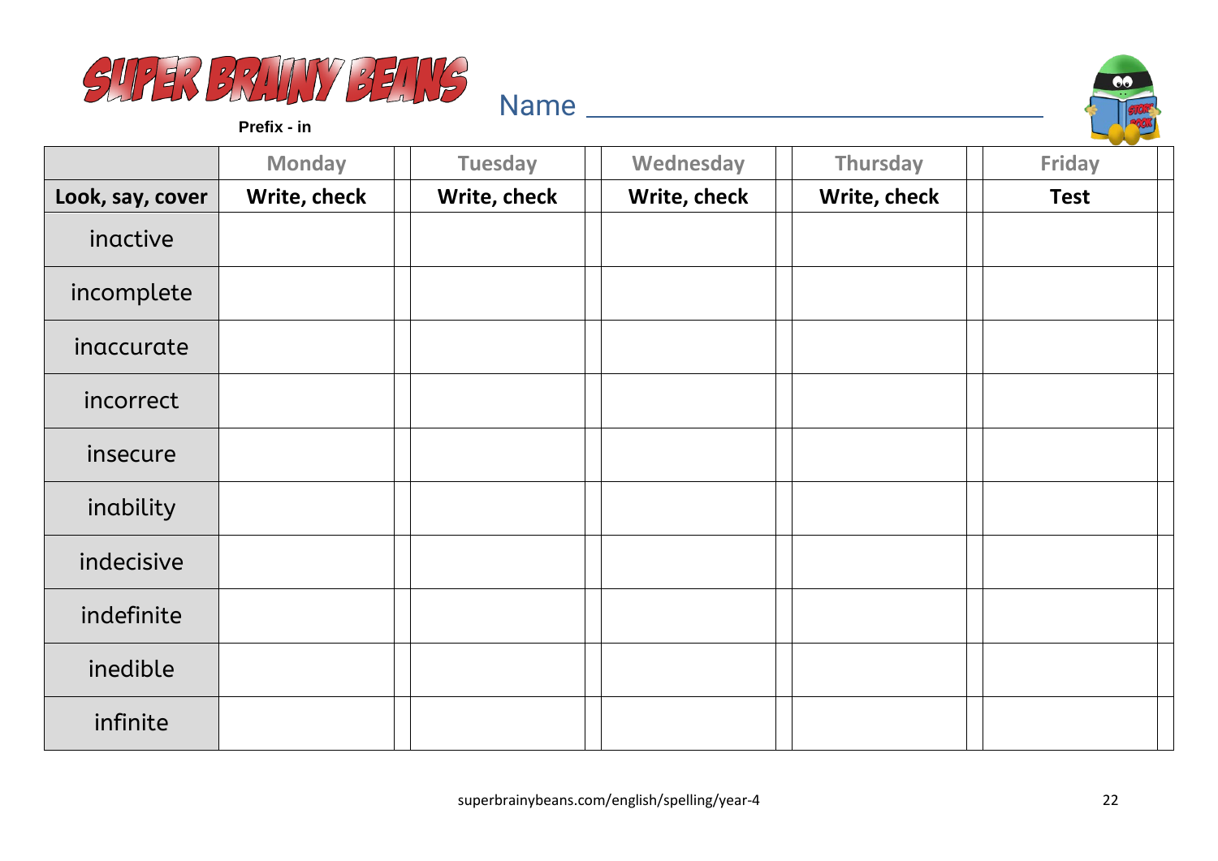# SUPER BRAINY BEANS

**Prefix - in**

Name ______________________________

| | Monday | | Tuesday | | Wednesday | | Thursday | | Friday | |
|---|---|---|---|---|---|---|---|---|---|---|
| **Look, say, cover** | **Write, check** | | **Write, check** | | **Write, check** | | **Write, check** | | **Test** | |
| inactive | | | | | | | | | | |
| incomplete | | | | | | | | | | |
| inaccurate | | | | | | | | | | |
| incorrect | | | | | | | | | | |
| insecure | | | | | | | | | | |
| inability | | | | | | | | | | |
| indecisive | | | | | | | | | | |
| indefinite | | | | | | | | | | |
| inedible | | | | | | | | | | |
| infinite | | | | | | | | | | |

superbrainybeans.com/english/spelling/year-4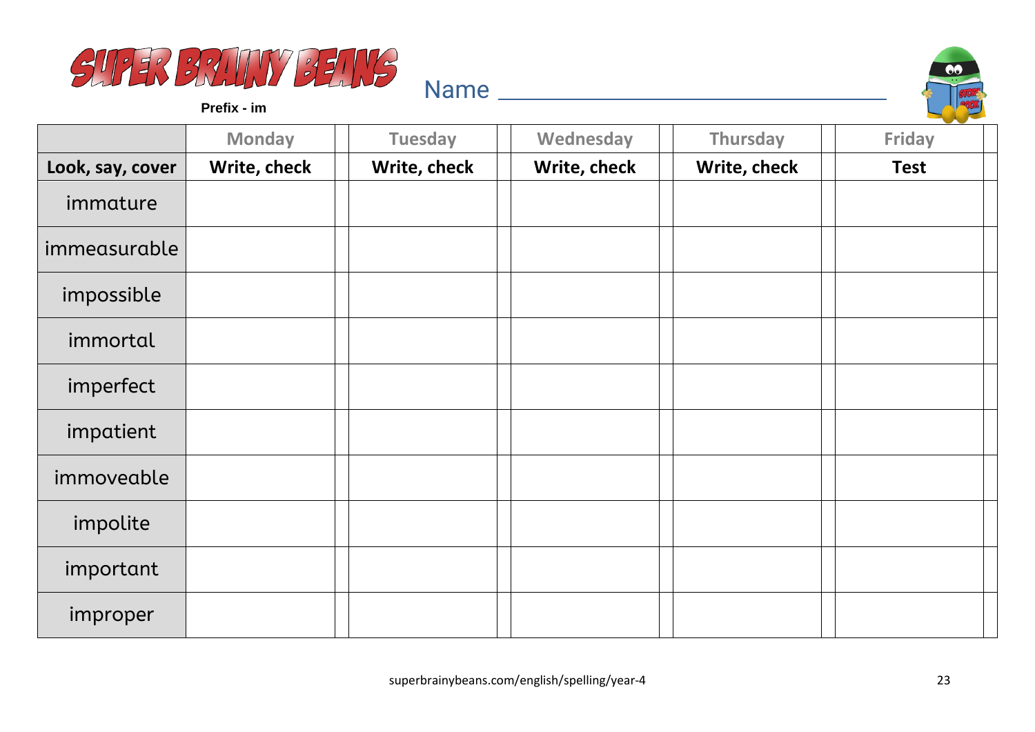# SUPER BRAINY BEANS

**Prefix - im**

Name ______________________________

| | Monday | Tuesday | Wednesday | Thursday | Friday |
|---|---|---|---|---|---|
| **Look, say, cover** | **Write, check** | **Write, check** | **Write, check** | **Write, check** | **Test** |
| immature | | | | | |
| immeasurable | | | | | |
| impossible | | | | | |
| immortal | | | | | |
| imperfect | | | | | |
| impatient | | | | | |
| immoveable | | | | | |
| impolite | | | | | |
| important | | | | | |
| improper | | | | | |

superbrainybeans.com/english/spelling/year-4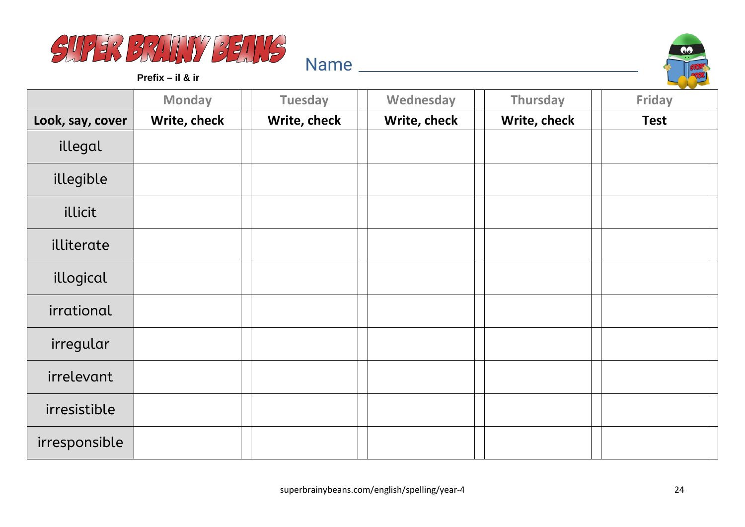SUPER BRAINY BEANS

**Prefix – il & ir**

Name ______________________________

| | Monday | Tuesday | Wednesday | Thursday | Friday |
|---|---|---|---|---|---|
| **Look, say, cover** | **Write, check** | **Write, check** | **Write, check** | **Write, check** | **Test** |
| illegal | | | | | |
| illegible | | | | | |
| illicit | | | | | |
| illiterate | | | | | |
| illogical | | | | | |
| irrational | | | | | |
| irregular | | | | | |
| irrelevant | | | | | |
| irresistible | | | | | |
| irresponsible | | | | | |

superbrainybeans.com/english/spelling/year-4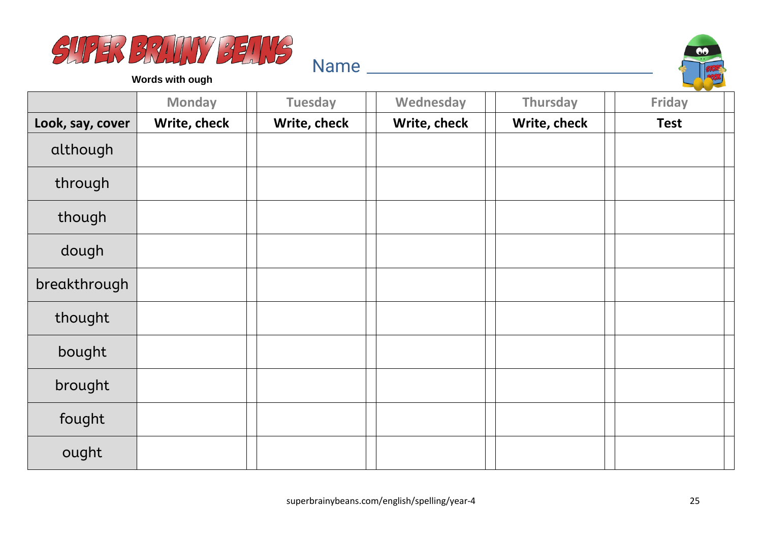# SUPER BRAINY BEANS

**Words with ough**

Name ___________________________

| | Monday | Tuesday | Wednesday | Thursday | Friday |
|---|---|---|---|---|---|
| **Look, say, cover** | **Write, check** | **Write, check** | **Write, check** | **Write, check** | **Test** |
| although | | | | | |
| through | | | | | |
| though | | | | | |
| dough | | | | | |
| breakthrough | | | | | |
| thought | | | | | |
| bought | | | | | |
| brought | | | | | |
| fought | | | | | |
| ought | | | | | |

superbrainybeans.com/english/spelling/year-4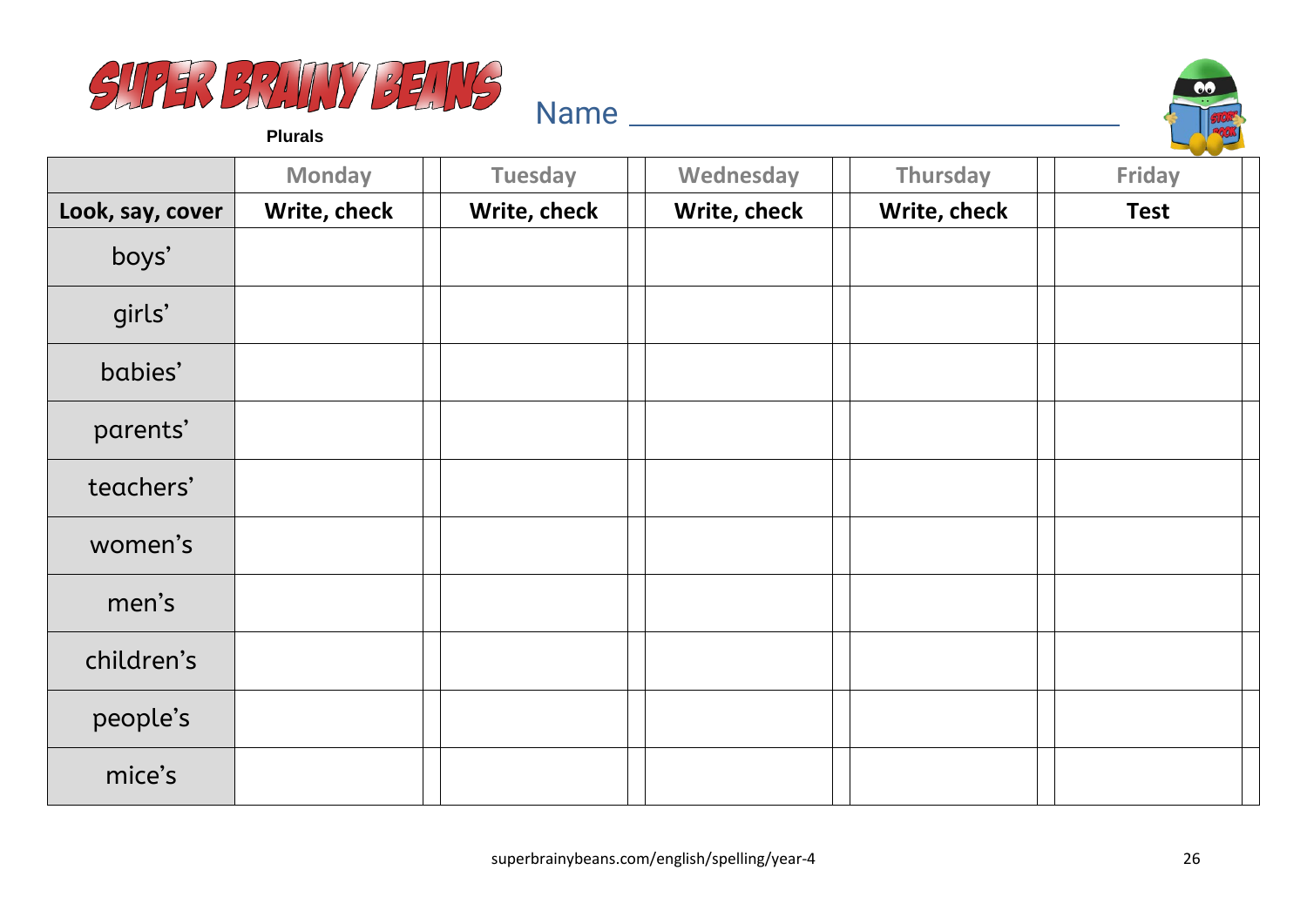SUPER BRAINY BEANS

**Plurals**

Name ___________________________________

| | Monday | Tuesday | Wednesday | Thursday | Friday |
|---|---|---|---|---|---|
| **Look, say, cover** | **Write, check** | **Write, check** | **Write, check** | **Write, check** | **Test** |
| boys’ | | | | | |
| girls’ | | | | | |
| babies’ | | | | | |
| parents’ | | | | | |
| teachers’ | | | | | |
| women’s | | | | | |
| men’s | | | | | |
| children’s | | | | | |
| people’s | | | | | |
| mice’s | | | | | |

superbrainybeans.com/english/spelling/year-4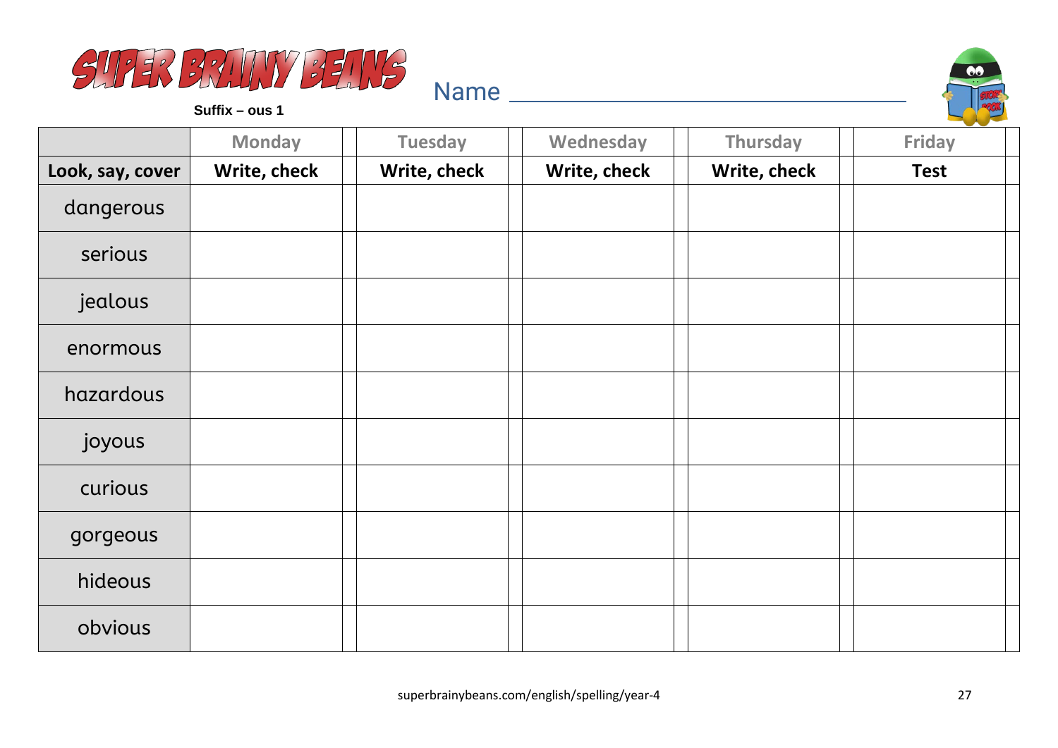# SUPER BRAINY BEANS

**Suffix – ous 1**

Name ______________________________

| | Monday | Tuesday | Wednesday | Thursday | Friday |
|---|---|---|---|---|---|
| **Look, say, cover** | **Write, check** | **Write, check** | **Write, check** | **Write, check** | **Test** |
| dangerous | | | | | |
| serious | | | | | |
| jealous | | | | | |
| enormous | | | | | |
| hazardous | | | | | |
| joyous | | | | | |
| curious | | | | | |
| gorgeous | | | | | |
| hideous | | | | | |
| obvious | | | | | |

superbrainybeans.com/english/spelling/year-4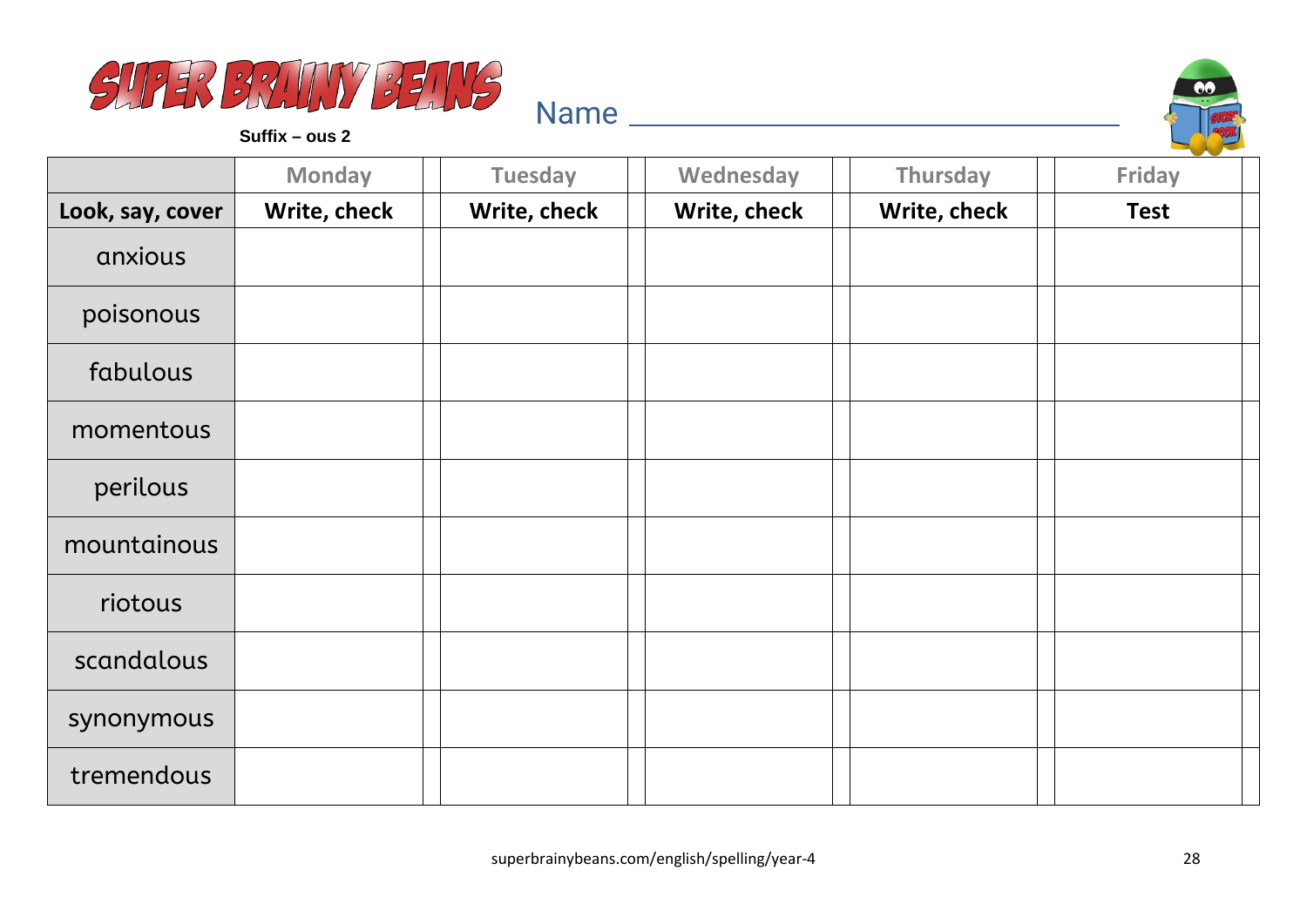# SUPER BRAINY BEANS

**Suffix – ous 2**

Name ______________________________

| | Monday | | Tuesday | | Wednesday | | Thursday | | Friday | |
|---|---|---|---|---|---|---|---|---|---|---|
| **Look, say, cover** | **Write, check** | | **Write, check** | | **Write, check** | | **Write, check** | | **Test** | |
| anxious | | | | | | | | | | |
| poisonous | | | | | | | | | | |
| fabulous | | | | | | | | | | |
| momentous | | | | | | | | | | |
| perilous | | | | | | | | | | |
| mountainous | | | | | | | | | | |
| riotous | | | | | | | | | | |
| scandalous | | | | | | | | | | |
| synonymous | | | | | | | | | | |
| tremendous | | | | | | | | | | |

superbrainybeans.com/english/spelling/year-4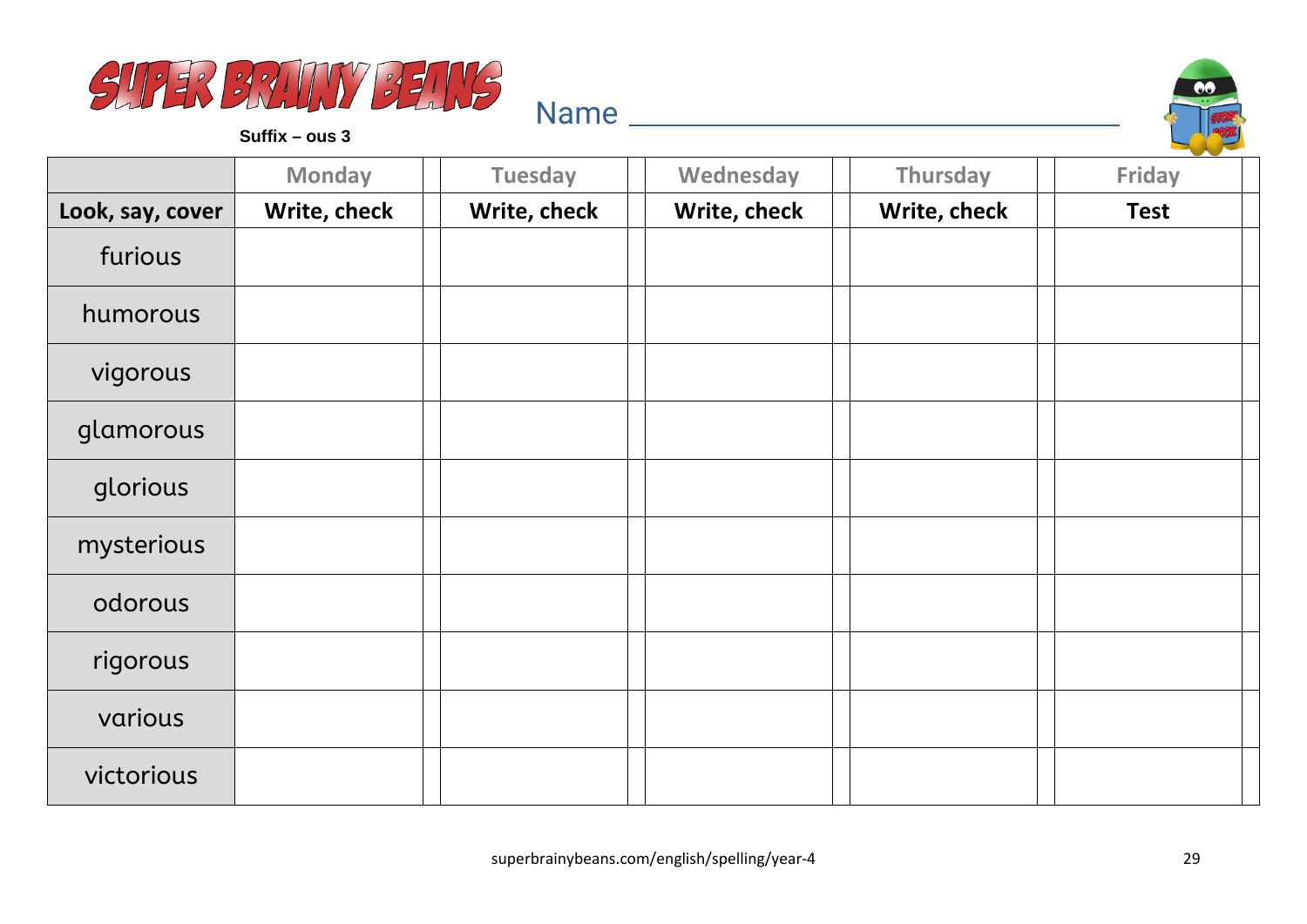# SUPER BRAINY BEANS

**Suffix – ous 3**

Name ______________________________

| | Monday | Tuesday | Wednesday | Thursday | Friday |
|---|---|---|---|---|---|
| **Look, say, cover** | **Write, check** | **Write, check** | **Write, check** | **Write, check** | **Test** |
| furious | | | | | |
| humorous | | | | | |
| vigorous | | | | | |
| glamorous | | | | | |
| glorious | | | | | |
| mysterious | | | | | |
| odorous | | | | | |
| rigorous | | | | | |
| various | | | | | |
| victorious | | | | | |

superbrainybeans.com/english/spelling/year-4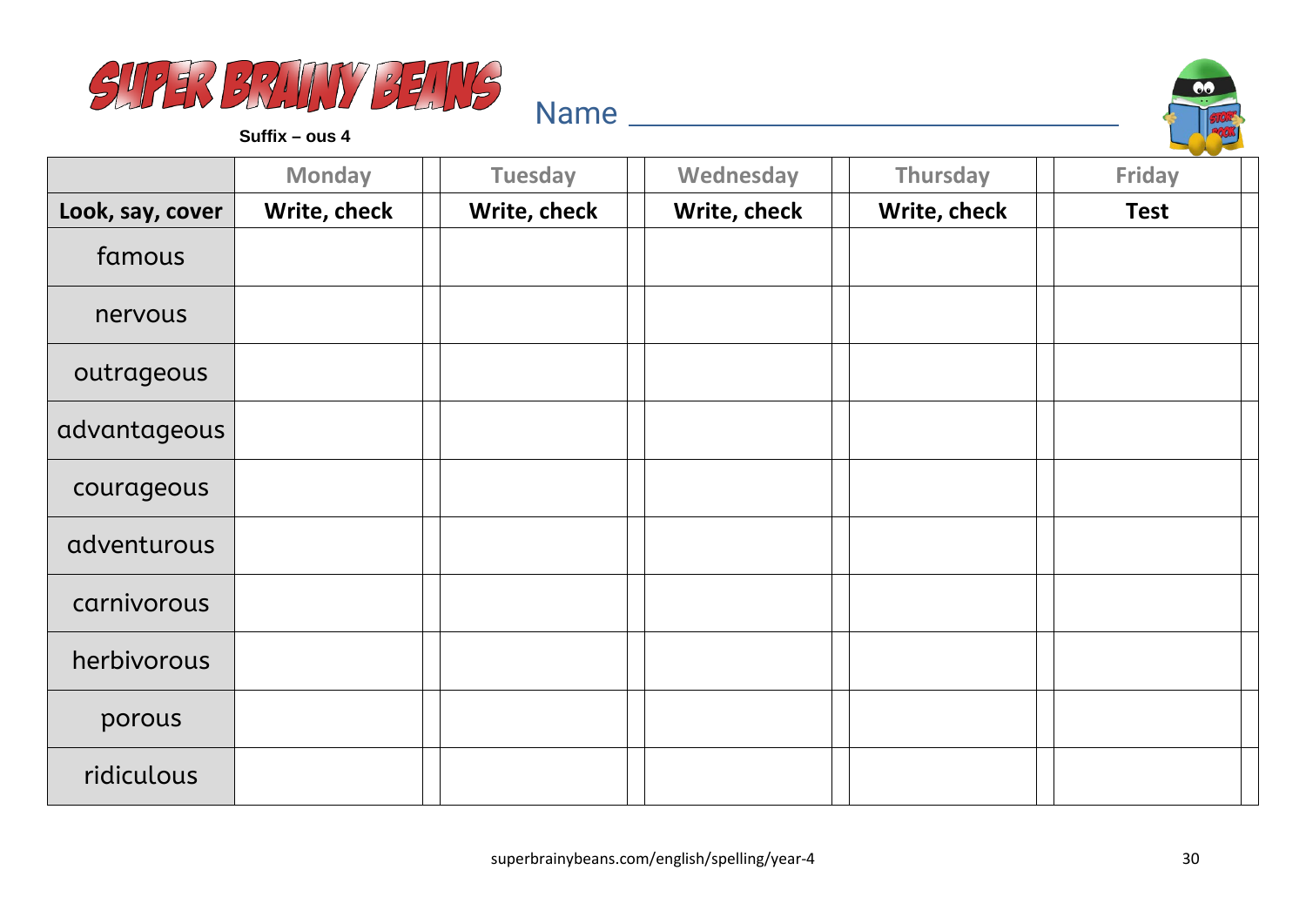# SUPER BRAINY BEANS

**Suffix – ous 4**

Name ________________________________

| | Monday | | Tuesday | | Wednesday | | Thursday | | Friday | |
|---|---|---|---|---|---|---|---|---|---|---|
| **Look, say, cover** | **Write, check** | | **Write, check** | | **Write, check** | | **Write, check** | | **Test** | |
| famous | | | | | | | | | | |
| nervous | | | | | | | | | | |
| outrageous | | | | | | | | | | |
| advantageous | | | | | | | | | | |
| courageous | | | | | | | | | | |
| adventurous | | | | | | | | | | |
| carnivorous | | | | | | | | | | |
| herbivorous | | | | | | | | | | |
| porous | | | | | | | | | | |
| ridiculous | | | | | | | | | | |

superbrainybeans.com/english/spelling/year-4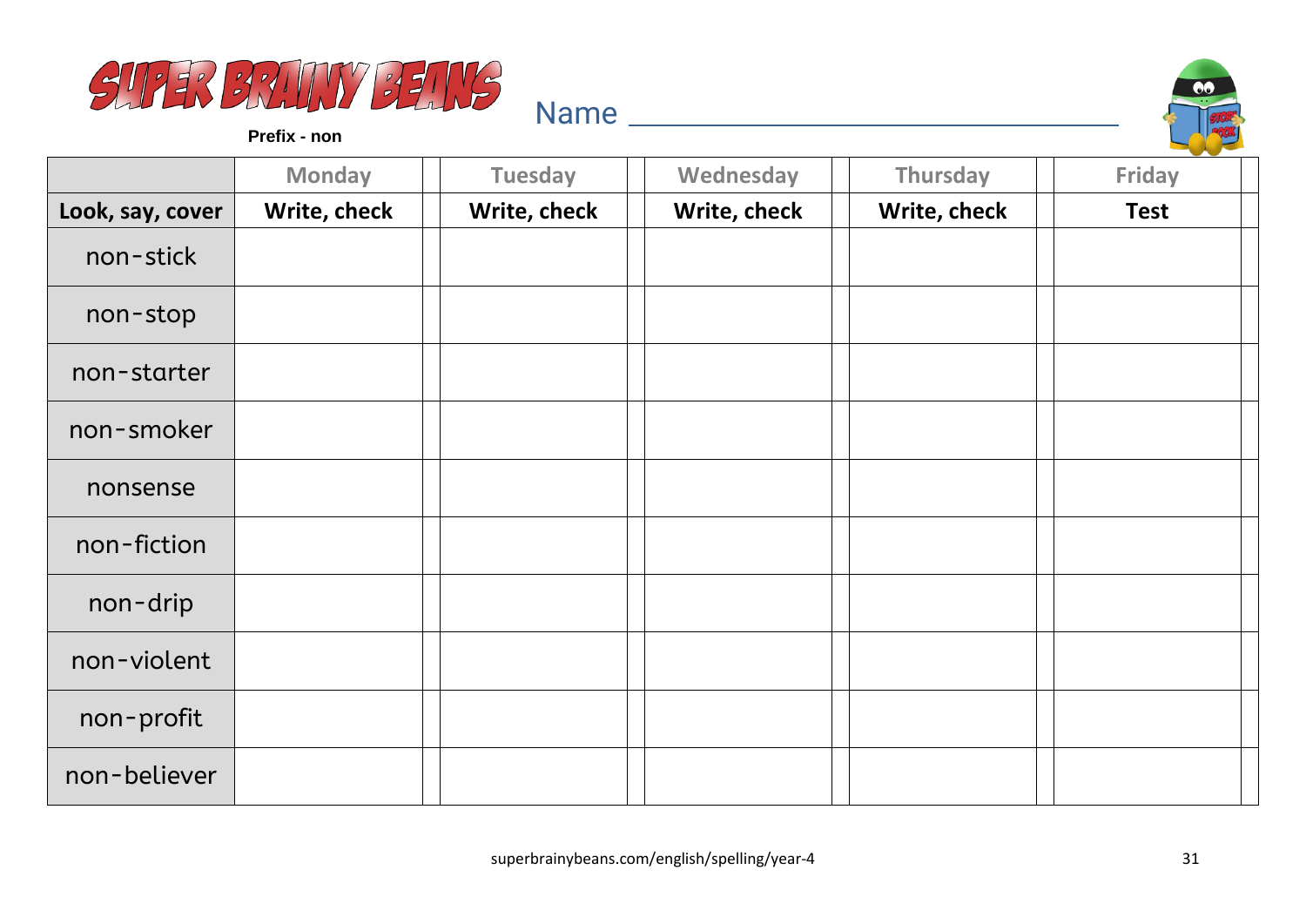# SUPER BRAINY BEANS

**Prefix - non**

Name ______________________________

| | Monday | Tuesday | Wednesday | Thursday | Friday |
|---|---|---|---|---|---|
| **Look, say, cover** | **Write, check** | **Write, check** | **Write, check** | **Write, check** | **Test** |
| non-stick | | | | | |
| non-stop | | | | | |
| non-starter | | | | | |
| non-smoker | | | | | |
| nonsense | | | | | |
| non-fiction | | | | | |
| non-drip | | | | | |
| non-violent | | | | | |
| non-profit | | | | | |
| non-believer | | | | | |

superbrainybeans.com/english/spelling/year-4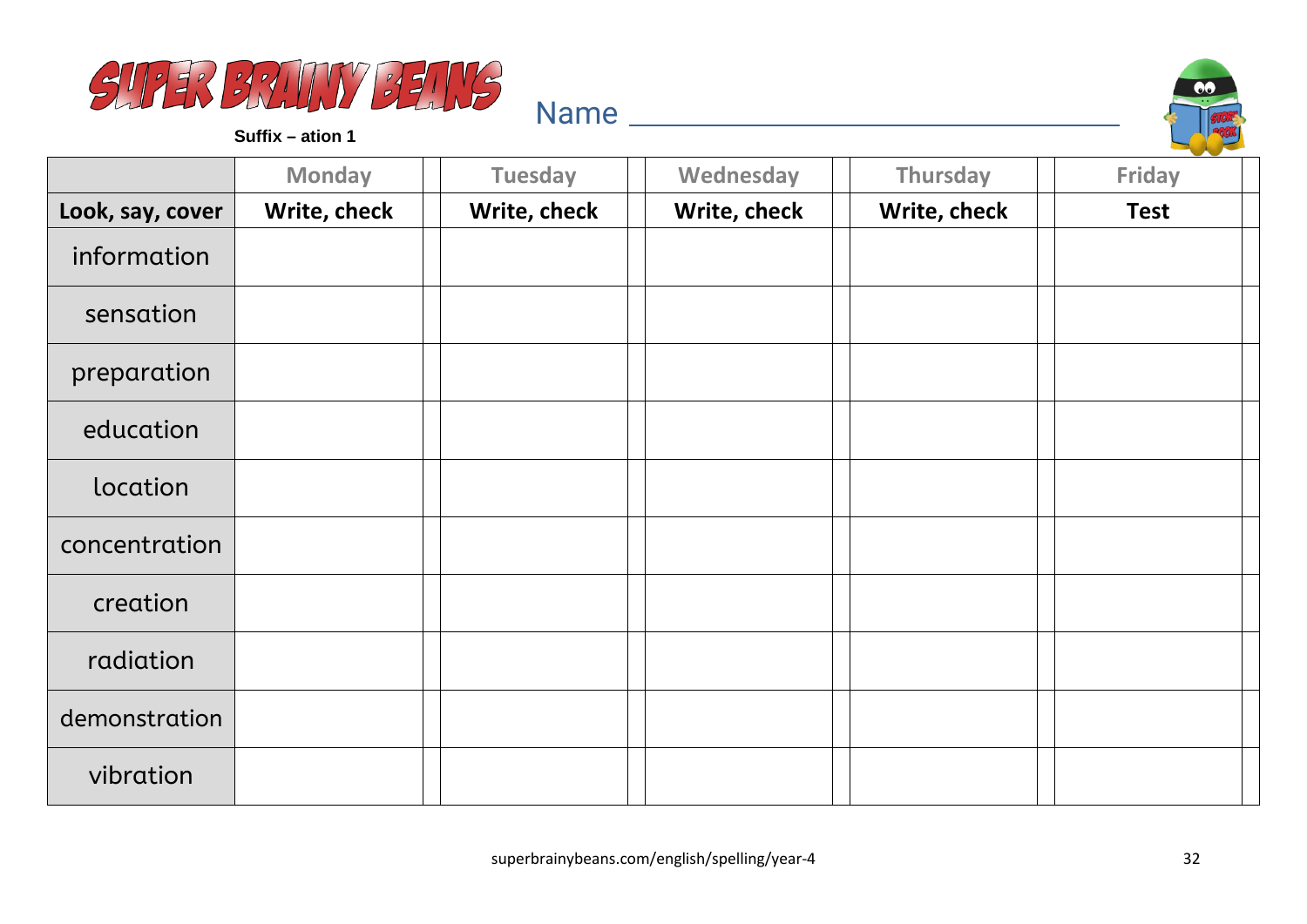# SUPER BRAINY BEANS

**Suffix – ation 1**

Name ___________________________

| | Monday | Tuesday | Wednesday | Thursday | Friday |
|---|---|---|---|---|---|
| **Look, say, cover** | **Write, check** | **Write, check** | **Write, check** | **Write, check** | **Test** |
| information | | | | | |
| sensation | | | | | |
| preparation | | | | | |
| education | | | | | |
| location | | | | | |
| concentration | | | | | |
| creation | | | | | |
| radiation | | | | | |
| demonstration | | | | | |
| vibration | | | | | |

superbrainybeans.com/english/spelling/year-4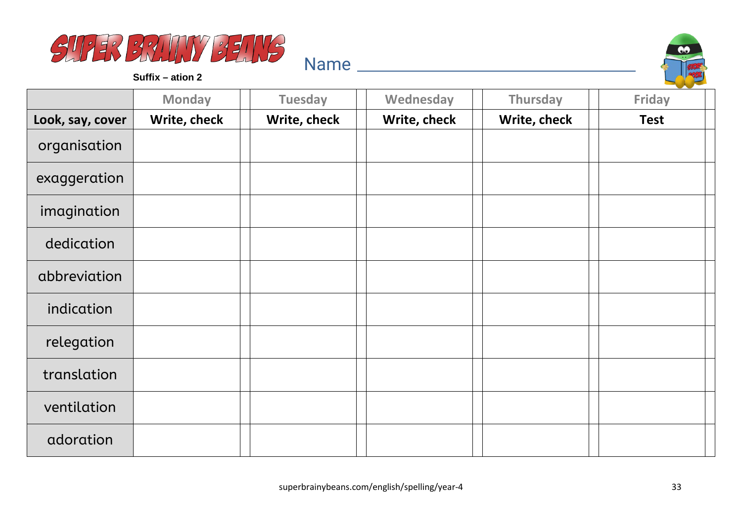# SUPER BRAINY BEANS

**Suffix – ation 2**

Name ______________________________

| | Monday | Tuesday | Wednesday | Thursday | Friday |
|---|---|---|---|---|---|
| **Look, say, cover** | **Write, check** | **Write, check** | **Write, check** | **Write, check** | **Test** |
| organisation | | | | | |
| exaggeration | | | | | |
| imagination | | | | | |
| dedication | | | | | |
| abbreviation | | | | | |
| indication | | | | | |
| relegation | | | | | |
| translation | | | | | |
| ventilation | | | | | |
| adoration | | | | | |

superbrainybeans.com/english/spelling/year-4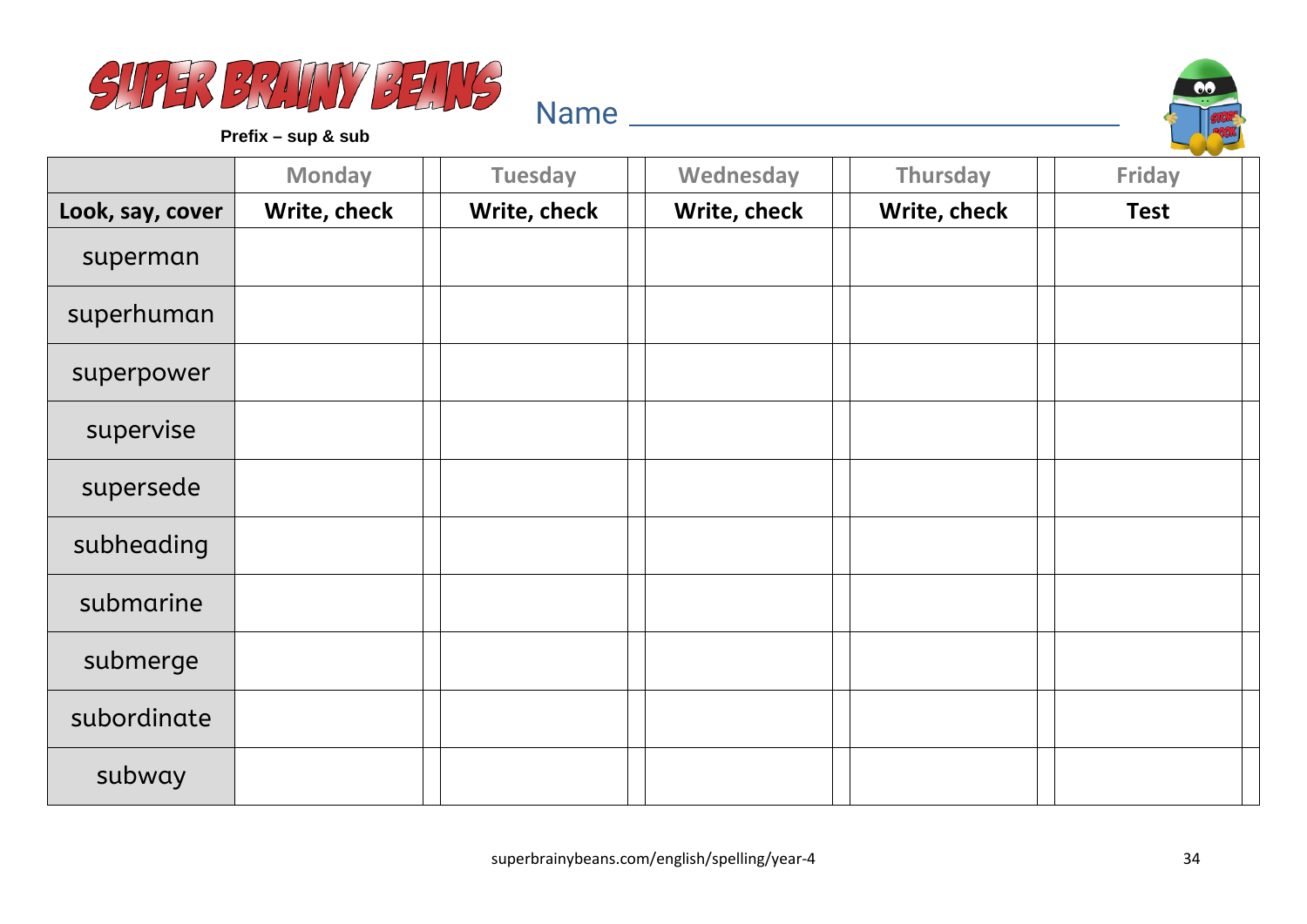# SUPER BRAINY BEANS

**Prefix – sup & sub**

Name ______________________________

| | Monday | Tuesday | Wednesday | Thursday | Friday |
|---|---|---|---|---|---|
| **Look, say, cover** | **Write, check** | **Write, check** | **Write, check** | **Write, check** | **Test** |
| superman | | | | | |
| superhuman | | | | | |
| superpower | | | | | |
| supervise | | | | | |
| supersede | | | | | |
| subheading | | | | | |
| submarine | | | | | |
| submerge | | | | | |
| subordinate | | | | | |
| subway | | | | | |

superbrainybeans.com/english/spelling/year-4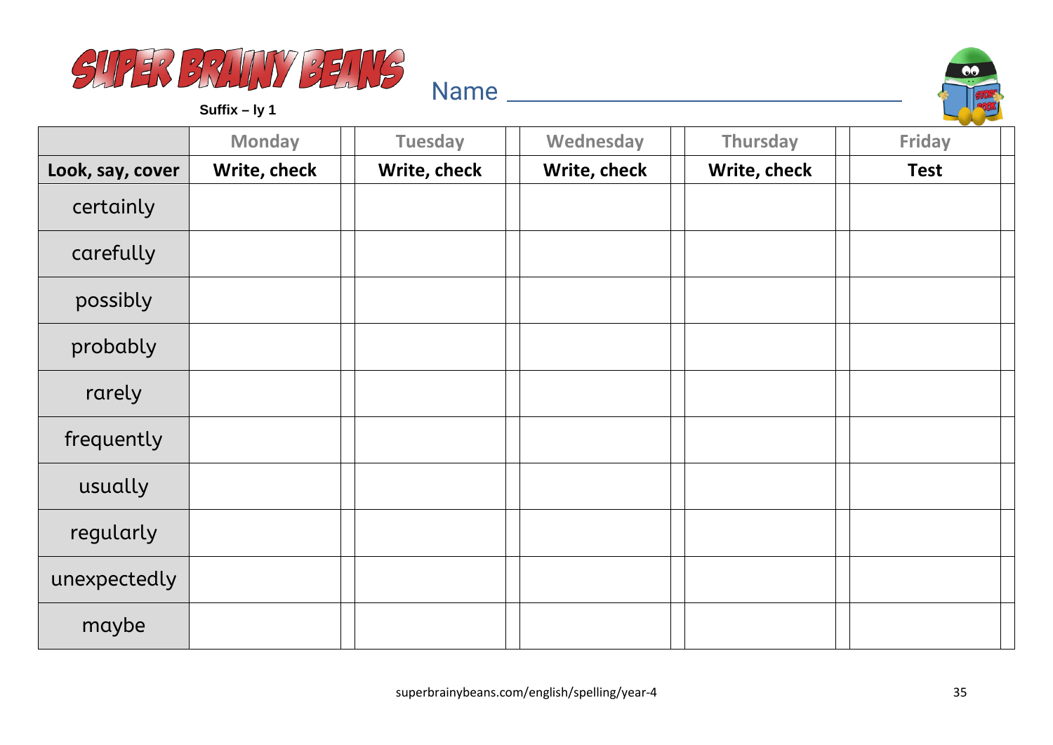# SUPER BRAINY BEANS

**Suffix – ly 1**

Name ___________________________

| | Monday | Tuesday | Wednesday | Thursday | Friday |
|---|---|---|---|---|---|
| **Look, say, cover** | **Write, check** | **Write, check** | **Write, check** | **Write, check** | **Test** |
| certainly | | | | | |
| carefully | | | | | |
| possibly | | | | | |
| probably | | | | | |
| rarely | | | | | |
| frequently | | | | | |
| usually | | | | | |
| regularly | | | | | |
| unexpectedly | | | | | |
| maybe | | | | | |

superbrainybeans.com/english/spelling/year-4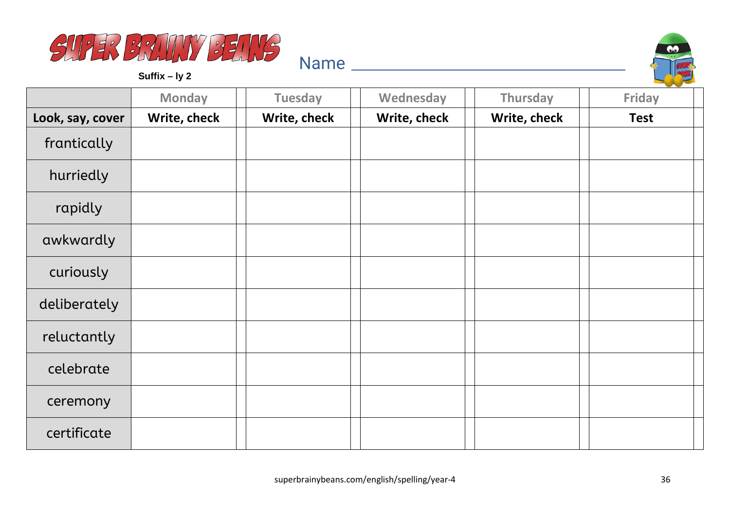# SUPER BRAINY BEANS

**Suffix – ly 2**

Name ___________________________

| | Monday | Tuesday | Wednesday | Thursday | Friday |
|---|---|---|---|---|---|
| **Look, say, cover** | **Write, check** | **Write, check** | **Write, check** | **Write, check** | **Test** |
| frantically | | | | | |
| hurriedly | | | | | |
| rapidly | | | | | |
| awkwardly | | | | | |
| curiously | | | | | |
| deliberately | | | | | |
| reluctantly | | | | | |
| celebrate | | | | | |
| ceremony | | | | | |
| certificate | | | | | |

superbrainybeans.com/english/spelling/year-4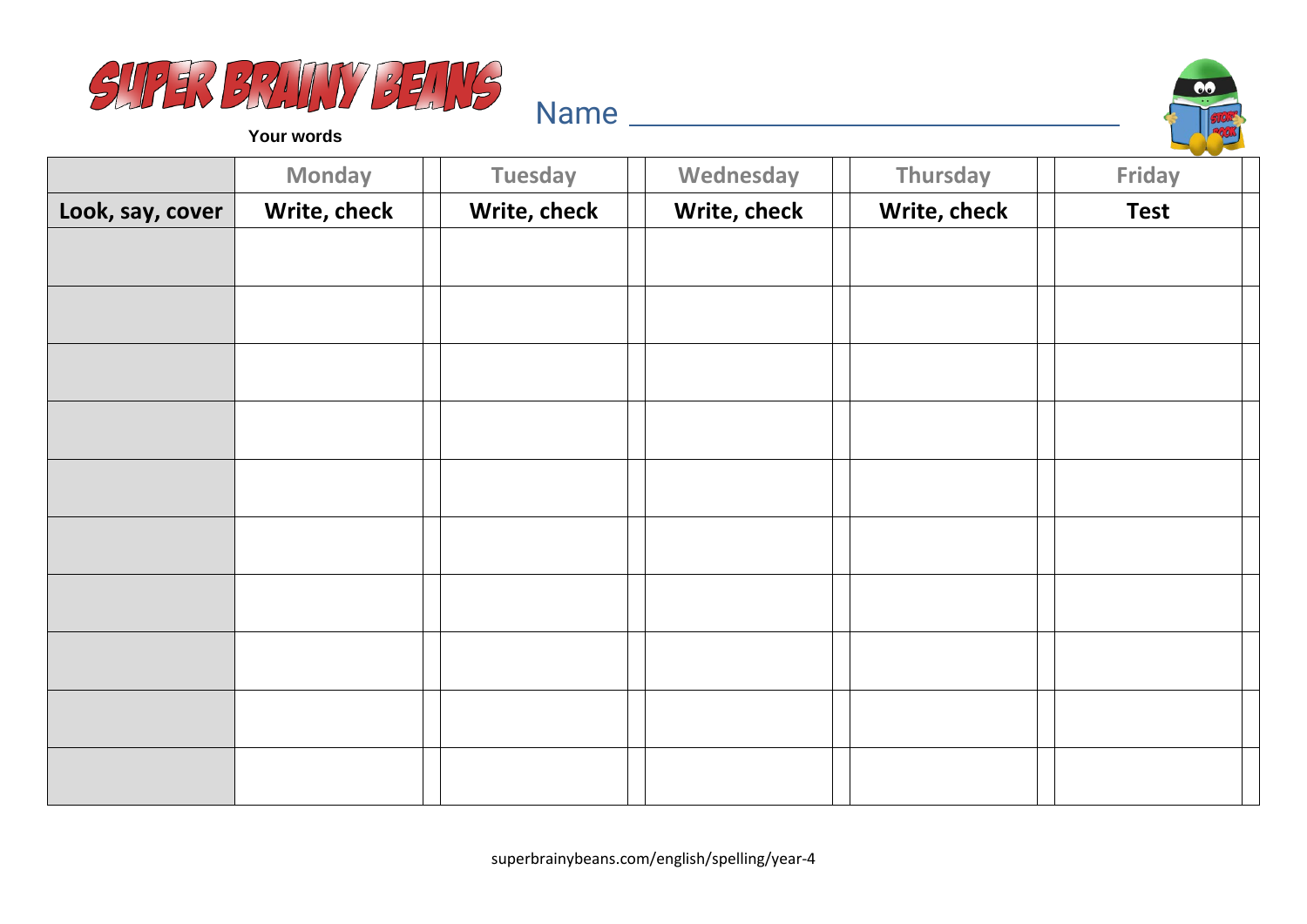SUPER BRAINY BEANS

Your words

Name ______________________________

| | Monday | | Tuesday | | Wednesday | | Thursday | | Friday | |
|---|---|---|---|---|---|---|---|---|---|---|
| Look, say, cover | Write, check | | Write, check | | Write, check | | Write, check | | Test | |
| | | | | | | | | | | |
| | | | | | | | | | | |
| | | | | | | | | | | |
| | | | | | | | | | | |
| | | | | | | | | | | |
| | | | | | | | | | | |
| | | | | | | | | | | |
| | | | | | | | | | | |
| | | | | | | | | | | |
| | | | | | | | | | | |

superbrainybeans.com/english/spelling/year-4